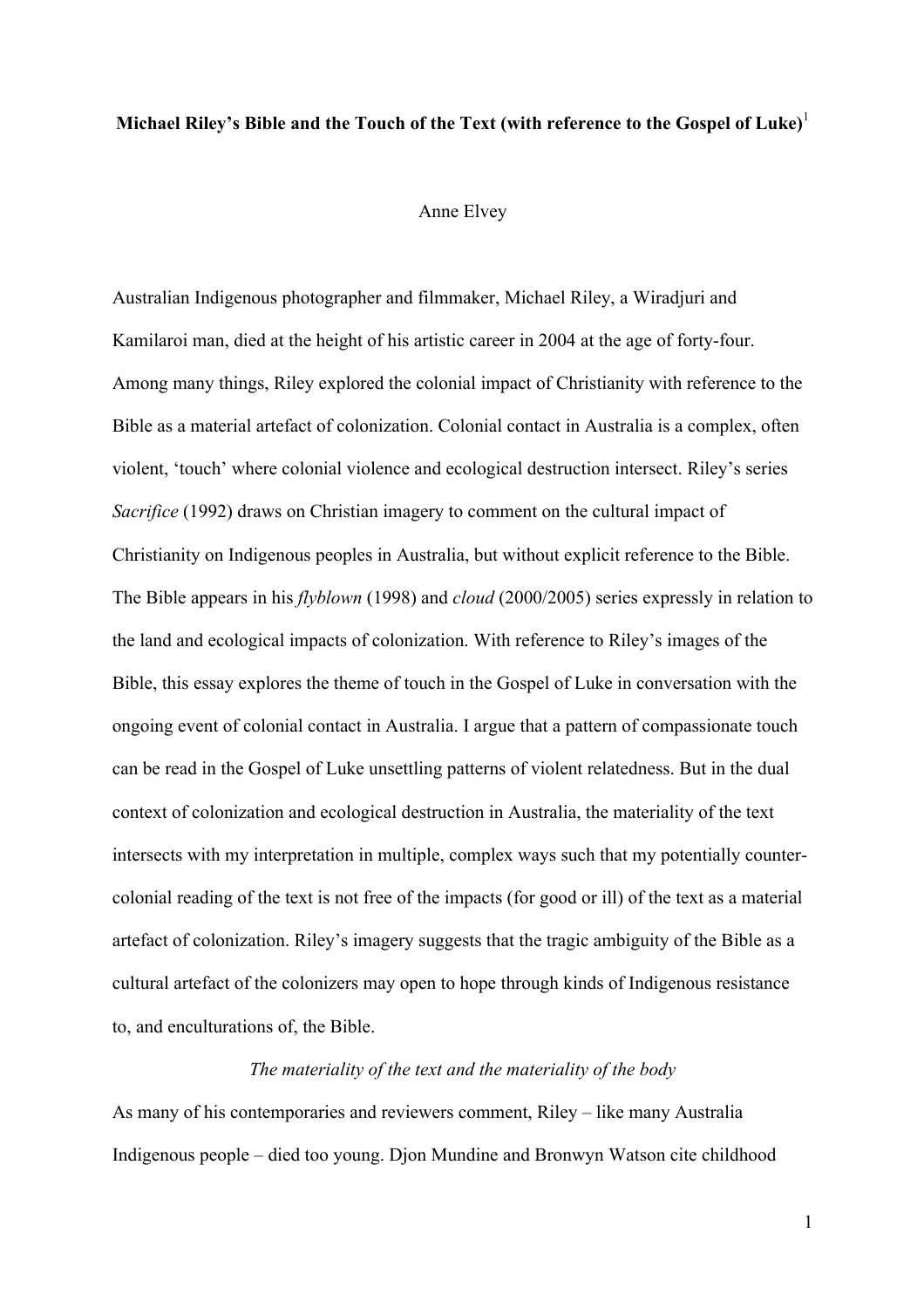# Michael Riley's Bible and the Touch of the Text (with reference to the Gospel of Luke)[1]

Anne Elvey

Australian Indigenous photographer and filmmaker, Michael Riley, a Wiradjuri and Kamilaroi man, died at the height of his artistic career in 2004 at the age of forty-four. Among many things, Riley explored the colonial impact of Christianity with reference to the Bible as a material artefact of colonization. Colonial contact in Australia is a complex, often violent, 'touch' where colonial violence and ecological destruction intersect. Riley's series *Sacrifice* (1992) draws on Christian imagery to comment on the cultural impact of Christianity on Indigenous peoples in Australia, but without explicit reference to the Bible. The Bible appears in his *flyblown* (1998) and *cloud* (2000/2005) series expressly in relation to the land and ecological impacts of colonization. With reference to Riley's images of the Bible, this essay explores the theme of touch in the Gospel of Luke in conversation with the ongoing event of colonial contact in Australia. I argue that a pattern of compassionate touch can be read in the Gospel of Luke unsettling patterns of violent relatedness. But in the dual context of colonization and ecological destruction in Australia, the materiality of the text intersects with my interpretation in multiple, complex ways such that my potentially counter-colonial reading of the text is not free of the impacts (for good or ill) of the text as a material artefact of colonization. Riley's imagery suggests that the tragic ambiguity of the Bible as a cultural artefact of the colonizers may open to hope through kinds of Indigenous resistance to, and enculturations of, the Bible.

*The materiality of the text and the materiality of the body*

As many of his contemporaries and reviewers comment, Riley – like many Australia Indigenous people – died too young. Djon Mundine and Bronwyn Watson cite childhood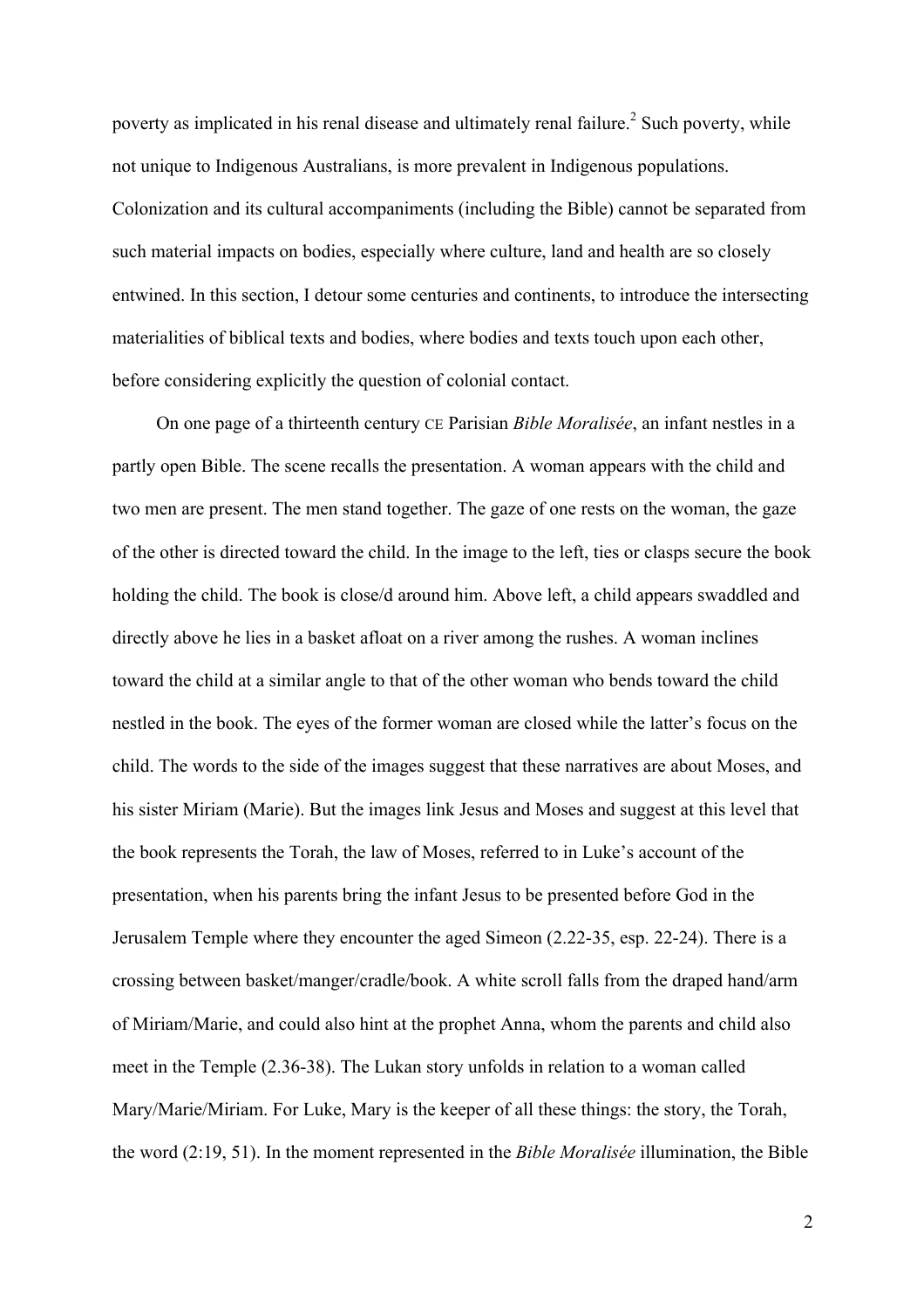poverty as implicated in his renal disease and ultimately renal failure.[2] Such poverty, while not unique to Indigenous Australians, is more prevalent in Indigenous populations. Colonization and its cultural accompaniments (including the Bible) cannot be separated from such material impacts on bodies, especially where culture, land and health are so closely entwined. In this section, I detour some centuries and continents, to introduce the intersecting materialities of biblical texts and bodies, where bodies and texts touch upon each other, before considering explicitly the question of colonial contact.

On one page of a thirteenth century CE Parisian *Bible Moralisée*, an infant nestles in a partly open Bible. The scene recalls the presentation. A woman appears with the child and two men are present. The men stand together. The gaze of one rests on the woman, the gaze of the other is directed toward the child. In the image to the left, ties or clasps secure the book holding the child. The book is close/d around him. Above left, a child appears swaddled and directly above he lies in a basket afloat on a river among the rushes. A woman inclines toward the child at a similar angle to that of the other woman who bends toward the child nestled in the book. The eyes of the former woman are closed while the latter's focus on the child. The words to the side of the images suggest that these narratives are about Moses, and his sister Miriam (Marie). But the images link Jesus and Moses and suggest at this level that the book represents the Torah, the law of Moses, referred to in Luke's account of the presentation, when his parents bring the infant Jesus to be presented before God in the Jerusalem Temple where they encounter the aged Simeon (2.22-35, esp. 22-24). There is a crossing between basket/manger/cradle/book. A white scroll falls from the draped hand/arm of Miriam/Marie, and could also hint at the prophet Anna, whom the parents and child also meet in the Temple (2.36-38). The Lukan story unfolds in relation to a woman called Mary/Marie/Miriam. For Luke, Mary is the keeper of all these things: the story, the Torah, the word (2:19, 51). In the moment represented in the *Bible Moralisée* illumination, the Bible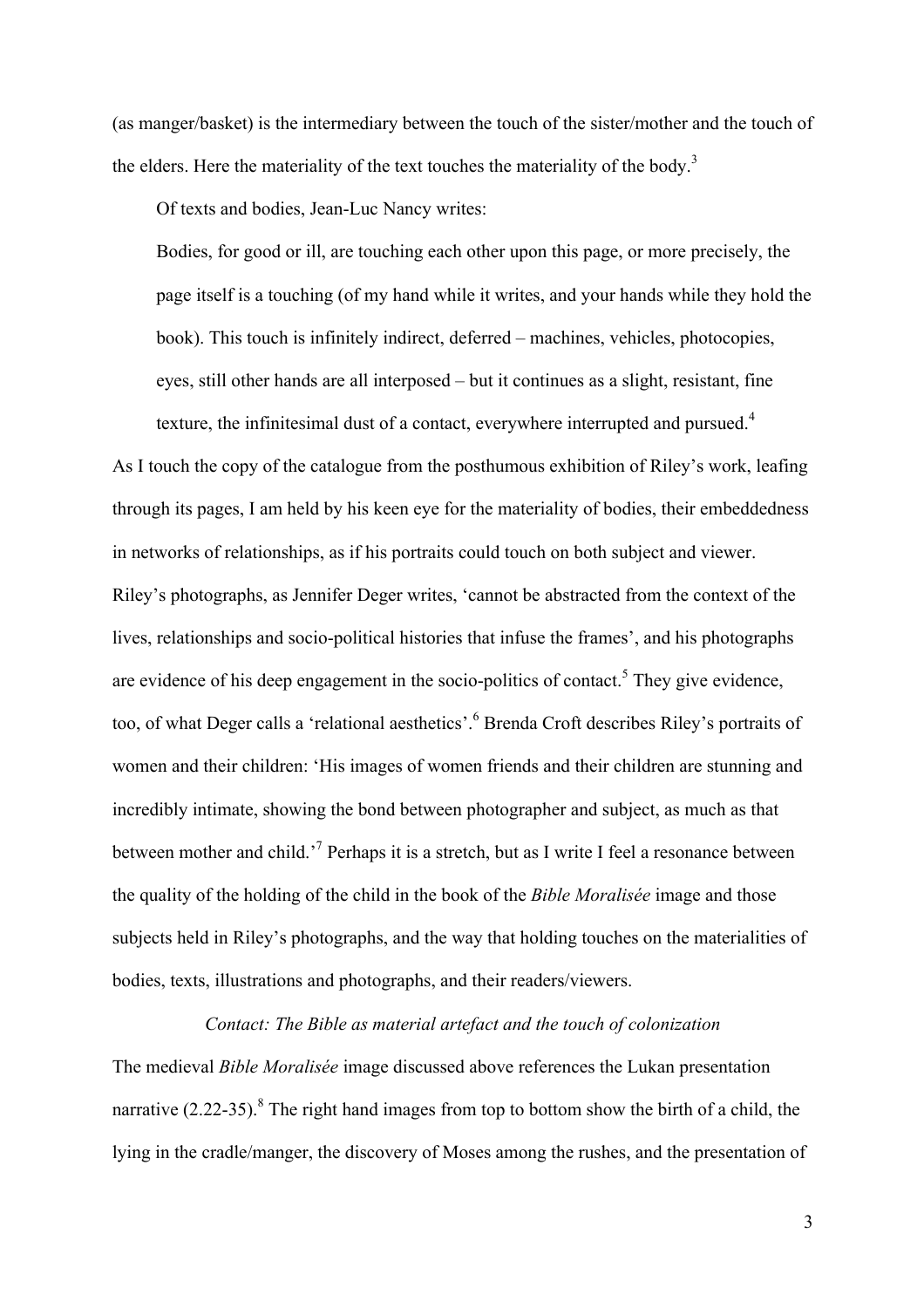(as manger/basket) is the intermediary between the touch of the sister/mother and the touch of the elders. Here the materiality of the text touches the materiality of the body.[3]

Of texts and bodies, Jean-Luc Nancy writes:

> Bodies, for good or ill, are touching each other upon this page, or more precisely, the page itself is a touching (of my hand while it writes, and your hands while they hold the book). This touch is infinitely indirect, deferred – machines, vehicles, photocopies, eyes, still other hands are all interposed – but it continues as a slight, resistant, fine texture, the infinitesimal dust of a contact, everywhere interrupted and pursued.[4]

As I touch the copy of the catalogue from the posthumous exhibition of Riley's work, leafing through its pages, I am held by his keen eye for the materiality of bodies, their embeddedness in networks of relationships, as if his portraits could touch on both subject and viewer. Riley's photographs, as Jennifer Deger writes, 'cannot be abstracted from the context of the lives, relationships and socio-political histories that infuse the frames', and his photographs are evidence of his deep engagement in the socio-politics of contact.[5] They give evidence, too, of what Deger calls a 'relational aesthetics'.[6] Brenda Croft describes Riley's portraits of women and their children: 'His images of women friends and their children are stunning and incredibly intimate, showing the bond between photographer and subject, as much as that between mother and child.'[7] Perhaps it is a stretch, but as I write I feel a resonance between the quality of the holding of the child in the book of the *Bible Moralisée* image and those subjects held in Riley's photographs, and the way that holding touches on the materialities of bodies, texts, illustrations and photographs, and their readers/viewers.

### *Contact: The Bible as material artefact and the touch of colonization*

The medieval *Bible Moralisée* image discussed above references the Lukan presentation narrative (2.22-35).[8] The right hand images from top to bottom show the birth of a child, the lying in the cradle/manger, the discovery of Moses among the rushes, and the presentation of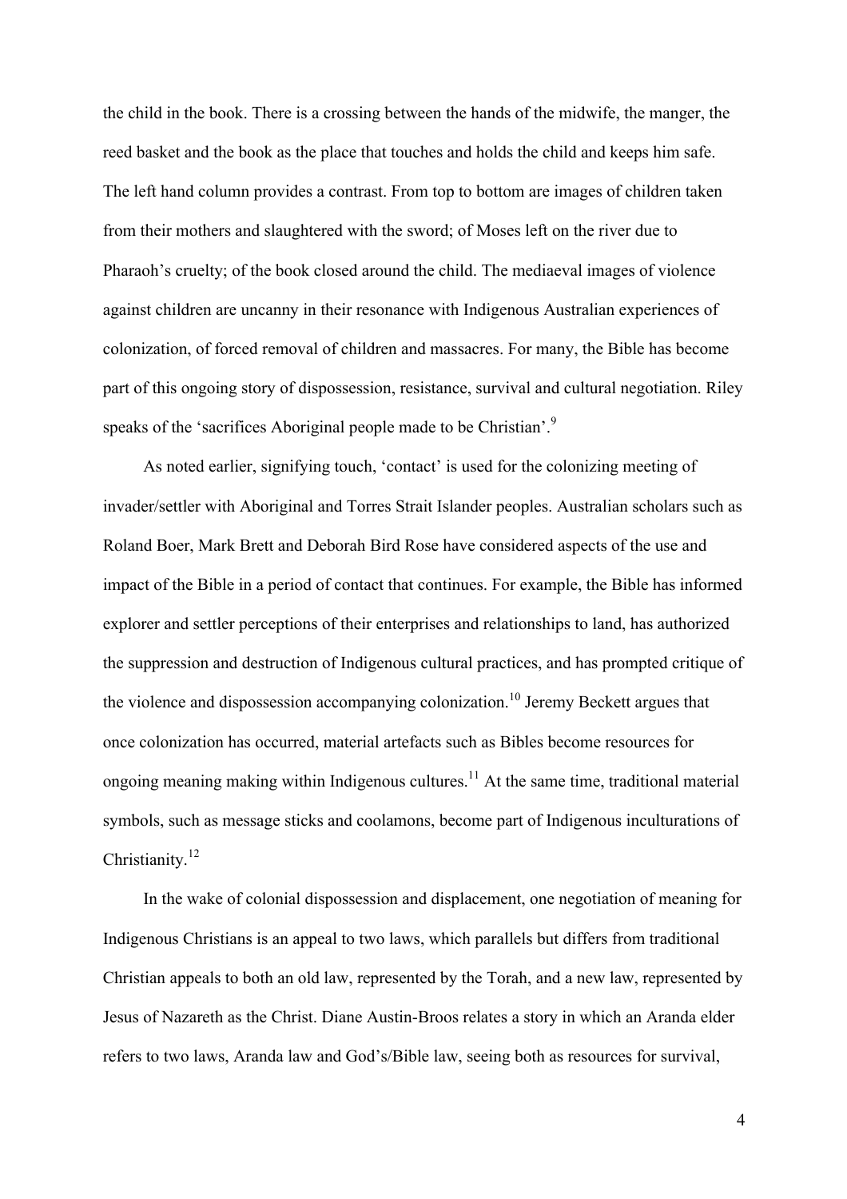the child in the book. There is a crossing between the hands of the midwife, the manger, the reed basket and the book as the place that touches and holds the child and keeps him safe. The left hand column provides a contrast. From top to bottom are images of children taken from their mothers and slaughtered with the sword; of Moses left on the river due to Pharaoh's cruelty; of the book closed around the child. The mediaeval images of violence against children are uncanny in their resonance with Indigenous Australian experiences of colonization, of forced removal of children and massacres. For many, the Bible has become part of this ongoing story of dispossession, resistance, survival and cultural negotiation. Riley speaks of the 'sacrifices Aboriginal people made to be Christian'.[9]

As noted earlier, signifying touch, 'contact' is used for the colonizing meeting of invader/settler with Aboriginal and Torres Strait Islander peoples. Australian scholars such as Roland Boer, Mark Brett and Deborah Bird Rose have considered aspects of the use and impact of the Bible in a period of contact that continues. For example, the Bible has informed explorer and settler perceptions of their enterprises and relationships to land, has authorized the suppression and destruction of Indigenous cultural practices, and has prompted critique of the violence and dispossession accompanying colonization.[10] Jeremy Beckett argues that once colonization has occurred, material artefacts such as Bibles become resources for ongoing meaning making within Indigenous cultures.[11] At the same time, traditional material symbols, such as message sticks and coolamons, become part of Indigenous inculturations of Christianity.[12]

In the wake of colonial dispossession and displacement, one negotiation of meaning for Indigenous Christians is an appeal to two laws, which parallels but differs from traditional Christian appeals to both an old law, represented by the Torah, and a new law, represented by Jesus of Nazareth as the Christ. Diane Austin-Broos relates a story in which an Aranda elder refers to two laws, Aranda law and God's/Bible law, seeing both as resources for survival,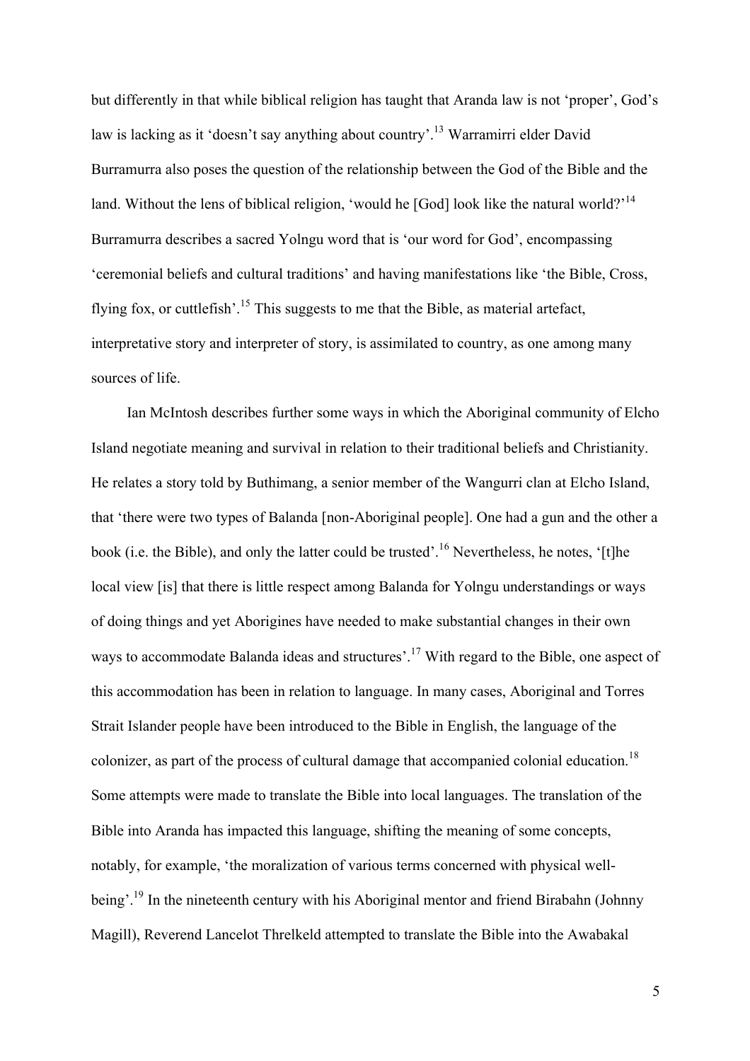but differently in that while biblical religion has taught that Aranda law is not 'proper', God's law is lacking as it 'doesn't say anything about country'.[13] Warramirri elder David Burramurra also poses the question of the relationship between the God of the Bible and the land. Without the lens of biblical religion, 'would he [God] look like the natural world?'[14] Burramurra describes a sacred Yolngu word that is 'our word for God', encompassing 'ceremonial beliefs and cultural traditions' and having manifestations like 'the Bible, Cross, flying fox, or cuttlefish'.[15] This suggests to me that the Bible, as material artefact, interpretative story and interpreter of story, is assimilated to country, as one among many sources of life.

Ian McIntosh describes further some ways in which the Aboriginal community of Elcho Island negotiate meaning and survival in relation to their traditional beliefs and Christianity. He relates a story told by Buthimang, a senior member of the Wangurri clan at Elcho Island, that 'there were two types of Balanda [non-Aboriginal people]. One had a gun and the other a book (i.e. the Bible), and only the latter could be trusted'.[16] Nevertheless, he notes, '[t]he local view [is] that there is little respect among Balanda for Yolngu understandings or ways of doing things and yet Aborigines have needed to make substantial changes in their own ways to accommodate Balanda ideas and structures'.[17] With regard to the Bible, one aspect of this accommodation has been in relation to language. In many cases, Aboriginal and Torres Strait Islander people have been introduced to the Bible in English, the language of the colonizer, as part of the process of cultural damage that accompanied colonial education.[18] Some attempts were made to translate the Bible into local languages. The translation of the Bible into Aranda has impacted this language, shifting the meaning of some concepts, notably, for example, 'the moralization of various terms concerned with physical well-being'.[19] In the nineteenth century with his Aboriginal mentor and friend Birabahn (Johnny Magill), Reverend Lancelot Threlkeld attempted to translate the Bible into the Awabakal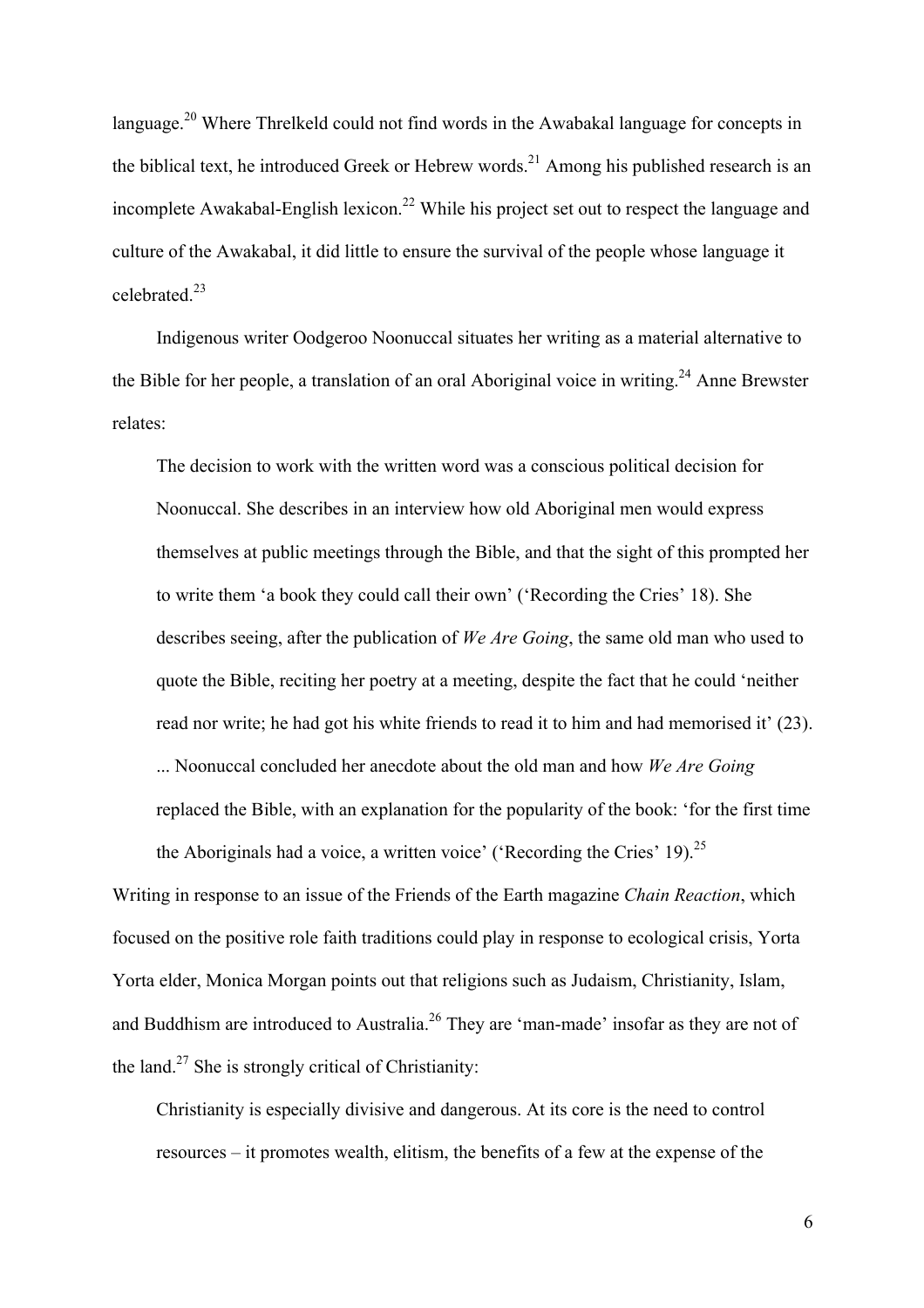language.[20] Where Threlkeld could not find words in the Awabakal language for concepts in the biblical text, he introduced Greek or Hebrew words.[21] Among his published research is an incomplete Awakabal-English lexicon.[22] While his project set out to respect the language and culture of the Awakabal, it did little to ensure the survival of the people whose language it celebrated.[23]

Indigenous writer Oodgeroo Noonuccal situates her writing as a material alternative to the Bible for her people, a translation of an oral Aboriginal voice in writing.[24] Anne Brewster relates:

> The decision to work with the written word was a conscious political decision for Noonuccal. She describes in an interview how old Aboriginal men would express themselves at public meetings through the Bible, and that the sight of this prompted her to write them 'a book they could call their own' ('Recording the Cries' 18). She describes seeing, after the publication of *We Are Going*, the same old man who used to quote the Bible, reciting her poetry at a meeting, despite the fact that he could 'neither read nor write; he had got his white friends to read it to him and had memorised it' (23). ... Noonuccal concluded her anecdote about the old man and how *We Are Going* replaced the Bible, with an explanation for the popularity of the book: 'for the first time the Aboriginals had a voice, a written voice' ('Recording the Cries' 19).[25]

Writing in response to an issue of the Friends of the Earth magazine *Chain Reaction*, which focused on the positive role faith traditions could play in response to ecological crisis, Yorta Yorta elder, Monica Morgan points out that religions such as Judaism, Christianity, Islam, and Buddhism are introduced to Australia.[26] They are 'man-made' insofar as they are not of the land.[27] She is strongly critical of Christianity:

> Christianity is especially divisive and dangerous. At its core is the need to control resources – it promotes wealth, elitism, the benefits of a few at the expense of the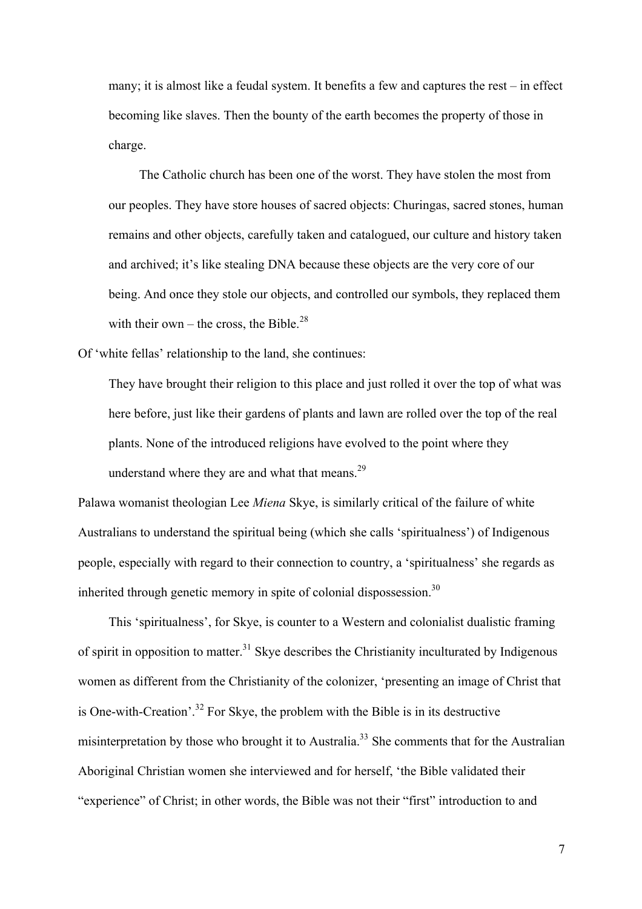> many; it is almost like a feudal system. It benefits a few and captures the rest – in effect becoming like slaves. Then the bounty of the earth becomes the property of those in charge.
>
> The Catholic church has been one of the worst. They have stolen the most from our peoples. They have store houses of sacred objects: Churingas, sacred stones, human remains and other objects, carefully taken and catalogued, our culture and history taken and archived; it's like stealing DNA because these objects are the very core of our being. And once they stole our objects, and controlled our symbols, they replaced them with their own – the cross, the Bible.[28]

Of 'white fellas' relationship to the land, she continues:

> They have brought their religion to this place and just rolled it over the top of what was here before, just like their gardens of plants and lawn are rolled over the top of the real plants. None of the introduced religions have evolved to the point where they understand where they are and what that means.[29]

Palawa womanist theologian Lee *Miena* Skye, is similarly critical of the failure of white Australians to understand the spiritual being (which she calls 'spiritualness') of Indigenous people, especially with regard to their connection to country, a 'spiritualness' she regards as inherited through genetic memory in spite of colonial dispossession.[30]

This 'spiritualness', for Skye, is counter to a Western and colonialist dualistic framing of spirit in opposition to matter.[31] Skye describes the Christianity inculturated by Indigenous women as different from the Christianity of the colonizer, 'presenting an image of Christ that is One-with-Creation'.[32] For Skye, the problem with the Bible is in its destructive misinterpretation by those who brought it to Australia.[33] She comments that for the Australian Aboriginal Christian women she interviewed and for herself, 'the Bible validated their "experience" of Christ; in other words, the Bible was not their "first" introduction to and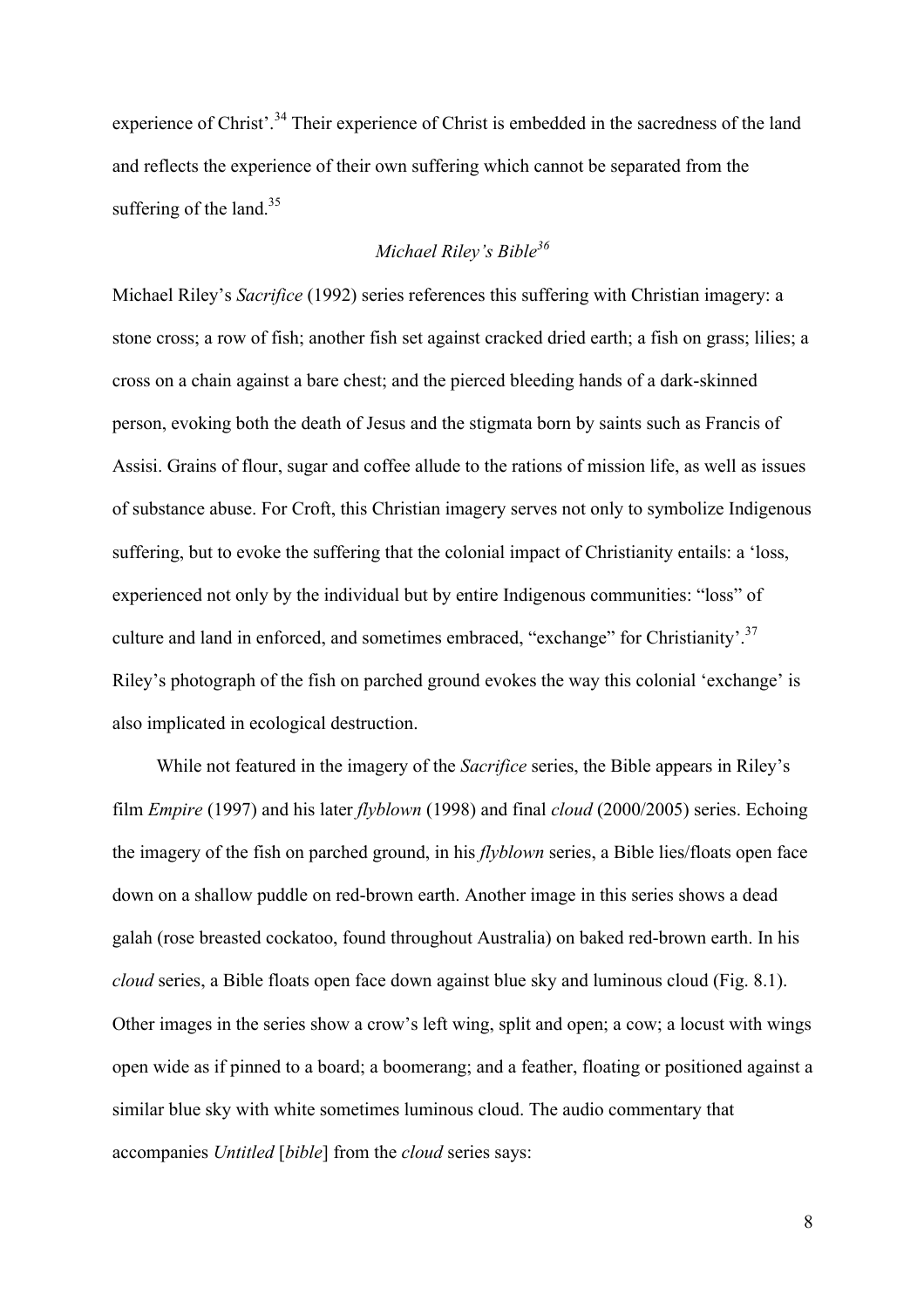experience of Christ'.[34] Their experience of Christ is embedded in the sacredness of the land and reflects the experience of their own suffering which cannot be separated from the suffering of the land.[35]

### *Michael Riley's Bible*[36]

Michael Riley's *Sacrifice* (1992) series references this suffering with Christian imagery: a stone cross; a row of fish; another fish set against cracked dried earth; a fish on grass; lilies; a cross on a chain against a bare chest; and the pierced bleeding hands of a dark-skinned person, evoking both the death of Jesus and the stigmata born by saints such as Francis of Assisi. Grains of flour, sugar and coffee allude to the rations of mission life, as well as issues of substance abuse. For Croft, this Christian imagery serves not only to symbolize Indigenous suffering, but to evoke the suffering that the colonial impact of Christianity entails: a 'loss, experienced not only by the individual but by entire Indigenous communities: "loss" of culture and land in enforced, and sometimes embraced, "exchange" for Christianity'.[37] Riley's photograph of the fish on parched ground evokes the way this colonial 'exchange' is also implicated in ecological destruction.

While not featured in the imagery of the *Sacrifice* series, the Bible appears in Riley's film *Empire* (1997) and his later *flyblown* (1998) and final *cloud* (2000/2005) series. Echoing the imagery of the fish on parched ground, in his *flyblown* series, a Bible lies/floats open face down on a shallow puddle on red-brown earth. Another image in this series shows a dead galah (rose breasted cockatoo, found throughout Australia) on baked red-brown earth. In his *cloud* series, a Bible floats open face down against blue sky and luminous cloud (Fig. 8.1). Other images in the series show a crow's left wing, split and open; a cow; a locust with wings open wide as if pinned to a board; a boomerang; and a feather, floating or positioned against a similar blue sky with white sometimes luminous cloud. The audio commentary that accompanies *Untitled* [*bible*] from the *cloud* series says: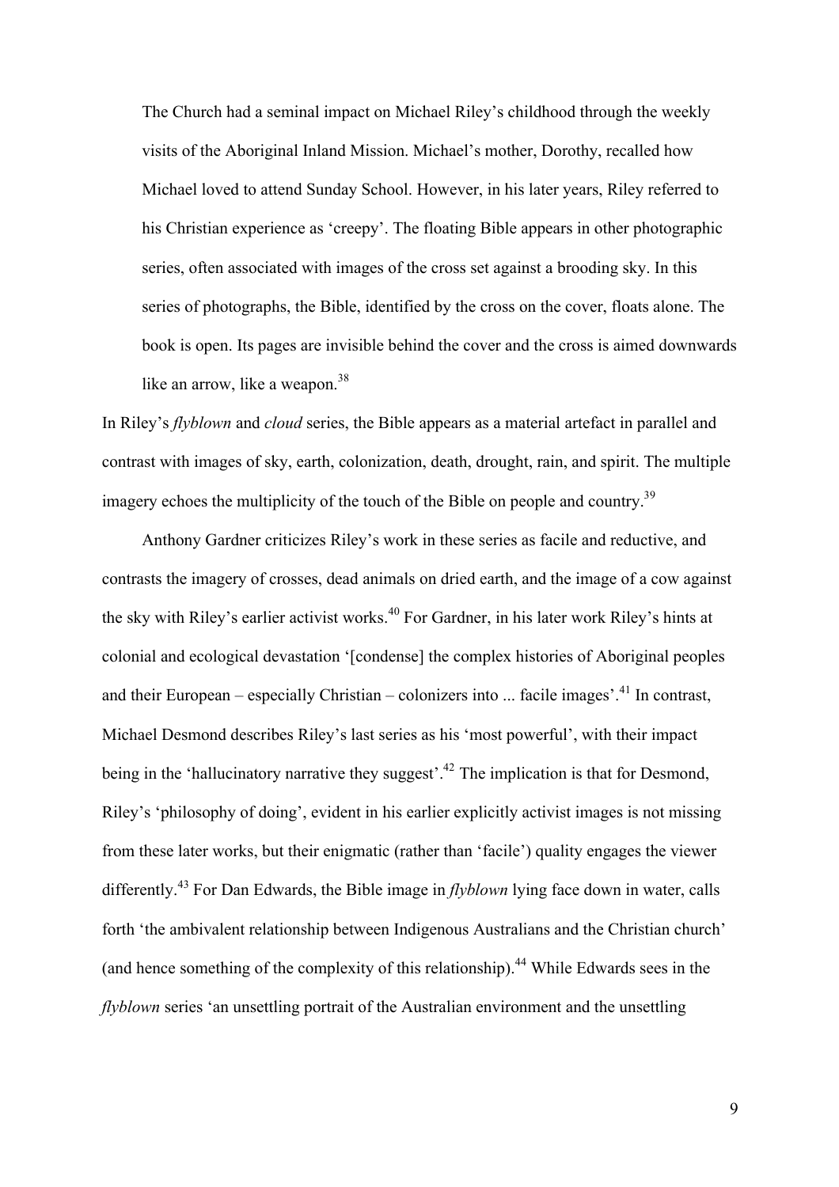> The Church had a seminal impact on Michael Riley's childhood through the weekly visits of the Aboriginal Inland Mission. Michael's mother, Dorothy, recalled how Michael loved to attend Sunday School. However, in his later years, Riley referred to his Christian experience as 'creepy'. The floating Bible appears in other photographic series, often associated with images of the cross set against a brooding sky. In this series of photographs, the Bible, identified by the cross on the cover, floats alone. The book is open. Its pages are invisible behind the cover and the cross is aimed downwards like an arrow, like a weapon.[38]

In Riley's *flyblown* and *cloud* series, the Bible appears as a material artefact in parallel and contrast with images of sky, earth, colonization, death, drought, rain, and spirit. The multiple imagery echoes the multiplicity of the touch of the Bible on people and country.[39]

Anthony Gardner criticizes Riley's work in these series as facile and reductive, and contrasts the imagery of crosses, dead animals on dried earth, and the image of a cow against the sky with Riley's earlier activist works.[40] For Gardner, in his later work Riley's hints at colonial and ecological devastation '[condense] the complex histories of Aboriginal peoples and their European – especially Christian – colonizers into ... facile images'.[41] In contrast, Michael Desmond describes Riley's last series as his 'most powerful', with their impact being in the 'hallucinatory narrative they suggest'.[42] The implication is that for Desmond, Riley's 'philosophy of doing', evident in his earlier explicitly activist images is not missing from these later works, but their enigmatic (rather than 'facile') quality engages the viewer differently.[43] For Dan Edwards, the Bible image in *flyblown* lying face down in water, calls forth 'the ambivalent relationship between Indigenous Australians and the Christian church' (and hence something of the complexity of this relationship).[44] While Edwards sees in the *flyblown* series 'an unsettling portrait of the Australian environment and the unsettling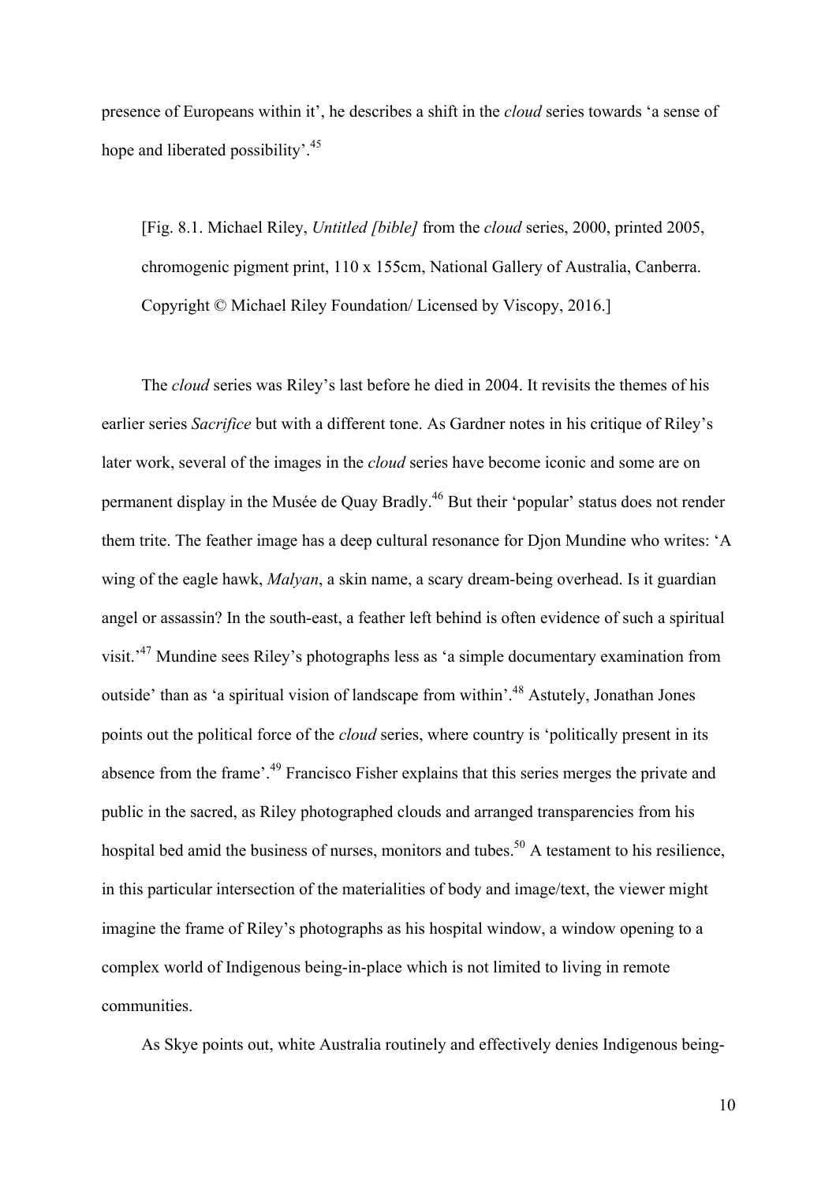presence of Europeans within it', he describes a shift in the *cloud* series towards 'a sense of hope and liberated possibility'.[45]

[Fig. 8.1. Michael Riley, *Untitled [bible]* from the *cloud* series, 2000, printed 2005, chromogenic pigment print, 110 x 155cm, National Gallery of Australia, Canberra. Copyright © Michael Riley Foundation/ Licensed by Viscopy, 2016.]

The *cloud* series was Riley's last before he died in 2004. It revisits the themes of his earlier series *Sacrifice* but with a different tone. As Gardner notes in his critique of Riley's later work, several of the images in the *cloud* series have become iconic and some are on permanent display in the Musée de Quay Bradly.[46] But their 'popular' status does not render them trite. The feather image has a deep cultural resonance for Djon Mundine who writes: 'A wing of the eagle hawk, *Malyan*, a skin name, a scary dream-being overhead. Is it guardian angel or assassin? In the south-east, a feather left behind is often evidence of such a spiritual visit.'[47] Mundine sees Riley's photographs less as 'a simple documentary examination from outside' than as 'a spiritual vision of landscape from within'.[48] Astutely, Jonathan Jones points out the political force of the *cloud* series, where country is 'politically present in its absence from the frame'.[49] Francisco Fisher explains that this series merges the private and public in the sacred, as Riley photographed clouds and arranged transparencies from his hospital bed amid the business of nurses, monitors and tubes.[50] A testament to his resilience, in this particular intersection of the materialities of body and image/text, the viewer might imagine the frame of Riley's photographs as his hospital window, a window opening to a complex world of Indigenous being-in-place which is not limited to living in remote communities.

As Skye points out, white Australia routinely and effectively denies Indigenous being-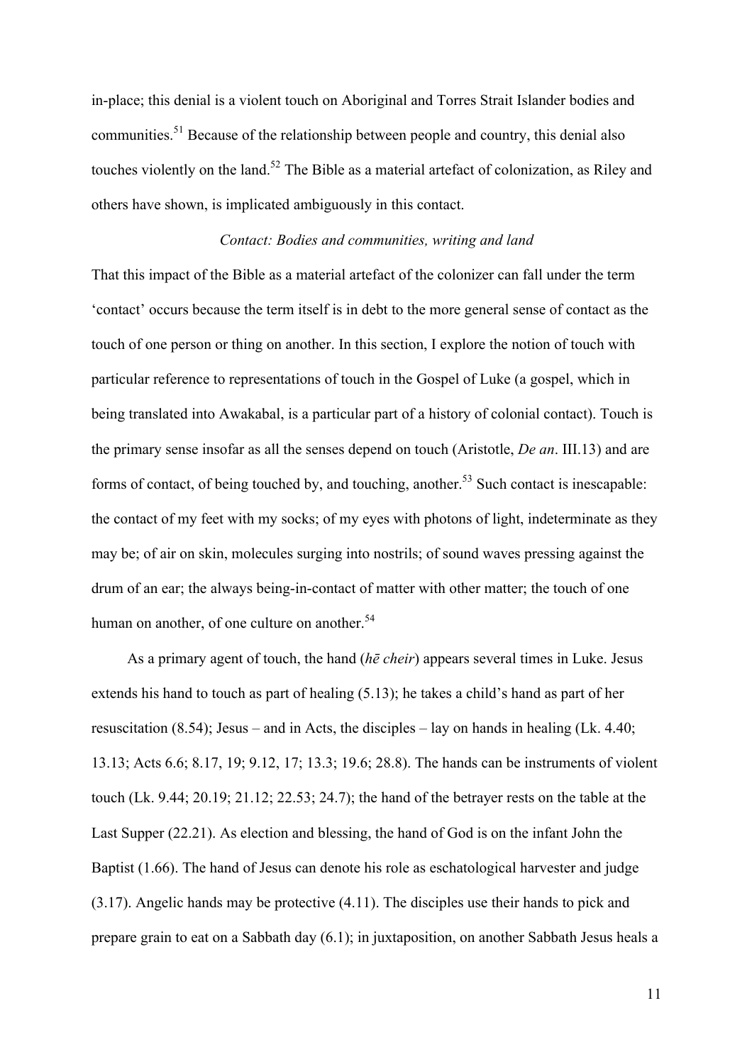in-place; this denial is a violent touch on Aboriginal and Torres Strait Islander bodies and communities.[51] Because of the relationship between people and country, this denial also touches violently on the land.[52] The Bible as a material artefact of colonization, as Riley and others have shown, is implicated ambiguously in this contact.

*Contact: Bodies and communities, writing and land*

That this impact of the Bible as a material artefact of the colonizer can fall under the term 'contact' occurs because the term itself is in debt to the more general sense of contact as the touch of one person or thing on another. In this section, I explore the notion of touch with particular reference to representations of touch in the Gospel of Luke (a gospel, which in being translated into Awakabal, is a particular part of a history of colonial contact). Touch is the primary sense insofar as all the senses depend on touch (Aristotle, *De an*. III.13) and are forms of contact, of being touched by, and touching, another.[53] Such contact is inescapable: the contact of my feet with my socks; of my eyes with photons of light, indeterminate as they may be; of air on skin, molecules surging into nostrils; of sound waves pressing against the drum of an ear; the always being-in-contact of matter with other matter; the touch of one human on another, of one culture on another.[54]

As a primary agent of touch, the hand (*hē cheir*) appears several times in Luke. Jesus extends his hand to touch as part of healing (5.13); he takes a child's hand as part of her resuscitation (8.54); Jesus – and in Acts, the disciples – lay on hands in healing (Lk. 4.40; 13.13; Acts 6.6; 8.17, 19; 9.12, 17; 13.3; 19.6; 28.8). The hands can be instruments of violent touch (Lk. 9.44; 20.19; 21.12; 22.53; 24.7); the hand of the betrayer rests on the table at the Last Supper (22.21). As election and blessing, the hand of God is on the infant John the Baptist (1.66). The hand of Jesus can denote his role as eschatological harvester and judge (3.17). Angelic hands may be protective (4.11). The disciples use their hands to pick and prepare grain to eat on a Sabbath day (6.1); in juxtaposition, on another Sabbath Jesus heals a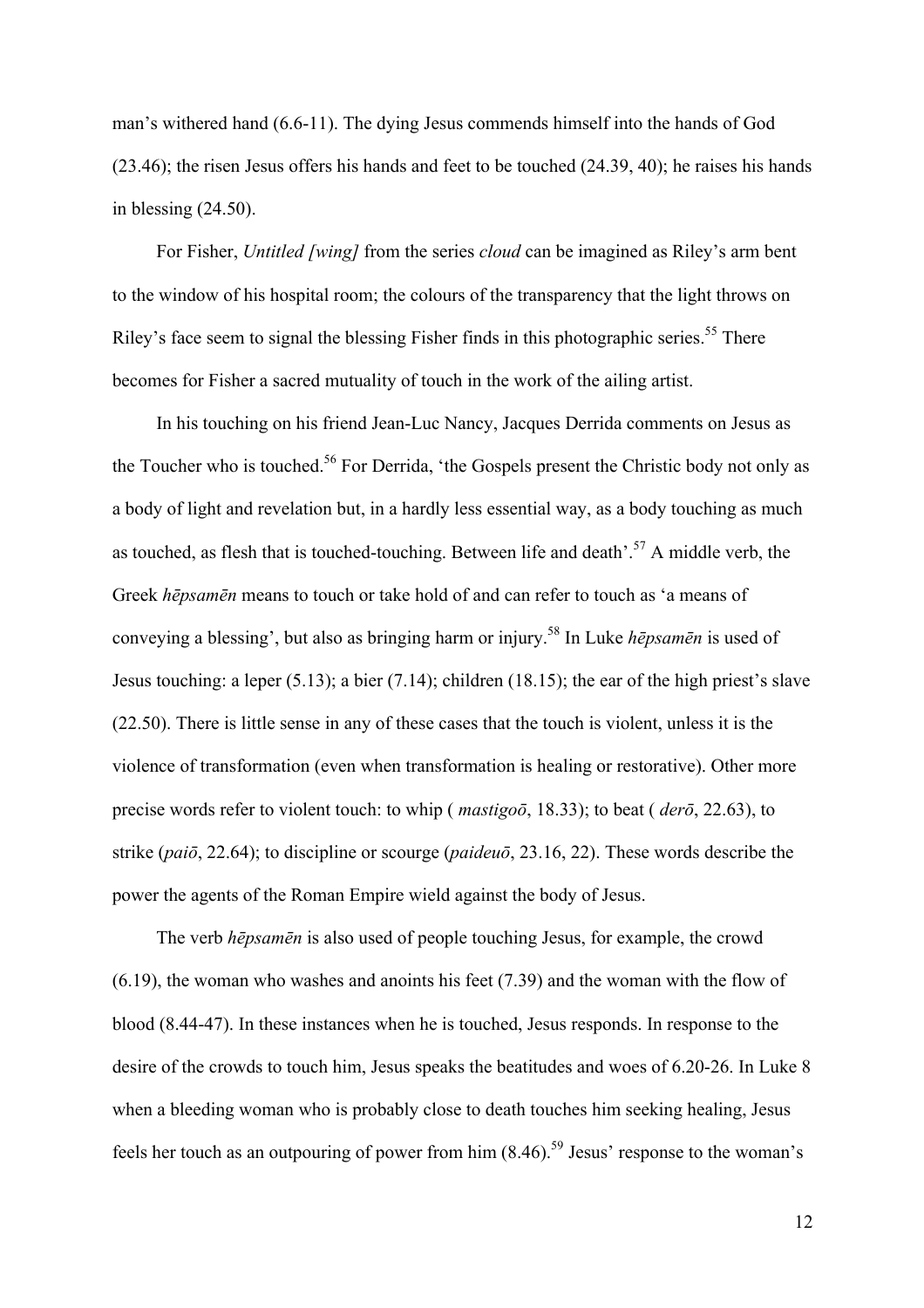man's withered hand (6.6-11). The dying Jesus commends himself into the hands of God (23.46); the risen Jesus offers his hands and feet to be touched (24.39, 40); he raises his hands in blessing (24.50).

For Fisher, *Untitled [wing]* from the series *cloud* can be imagined as Riley's arm bent to the window of his hospital room; the colours of the transparency that the light throws on Riley's face seem to signal the blessing Fisher finds in this photographic series.[55] There becomes for Fisher a sacred mutuality of touch in the work of the ailing artist.

In his touching on his friend Jean-Luc Nancy, Jacques Derrida comments on Jesus as the Toucher who is touched.[56] For Derrida, 'the Gospels present the Christic body not only as a body of light and revelation but, in a hardly less essential way, as a body touching as much as touched, as flesh that is touched-touching. Between life and death'.[57] A middle verb, the Greek *hēpsamēn* means to touch or take hold of and can refer to touch as 'a means of conveying a blessing', but also as bringing harm or injury.[58] In Luke *hēpsamēn* is used of Jesus touching: a leper (5.13); a bier (7.14); children (18.15); the ear of the high priest's slave (22.50). There is little sense in any of these cases that the touch is violent, unless it is the violence of transformation (even when transformation is healing or restorative). Other more precise words refer to violent touch: to whip ( *mastigoō*, 18.33); to beat ( *derō*, 22.63), to strike (*paiō*, 22.64); to discipline or scourge (*paideuō*, 23.16, 22). These words describe the power the agents of the Roman Empire wield against the body of Jesus.

The verb *hēpsamēn* is also used of people touching Jesus, for example, the crowd (6.19), the woman who washes and anoints his feet (7.39) and the woman with the flow of blood (8.44-47). In these instances when he is touched, Jesus responds. In response to the desire of the crowds to touch him, Jesus speaks the beatitudes and woes of 6.20-26. In Luke 8 when a bleeding woman who is probably close to death touches him seeking healing, Jesus feels her touch as an outpouring of power from him (8.46).[59] Jesus' response to the woman's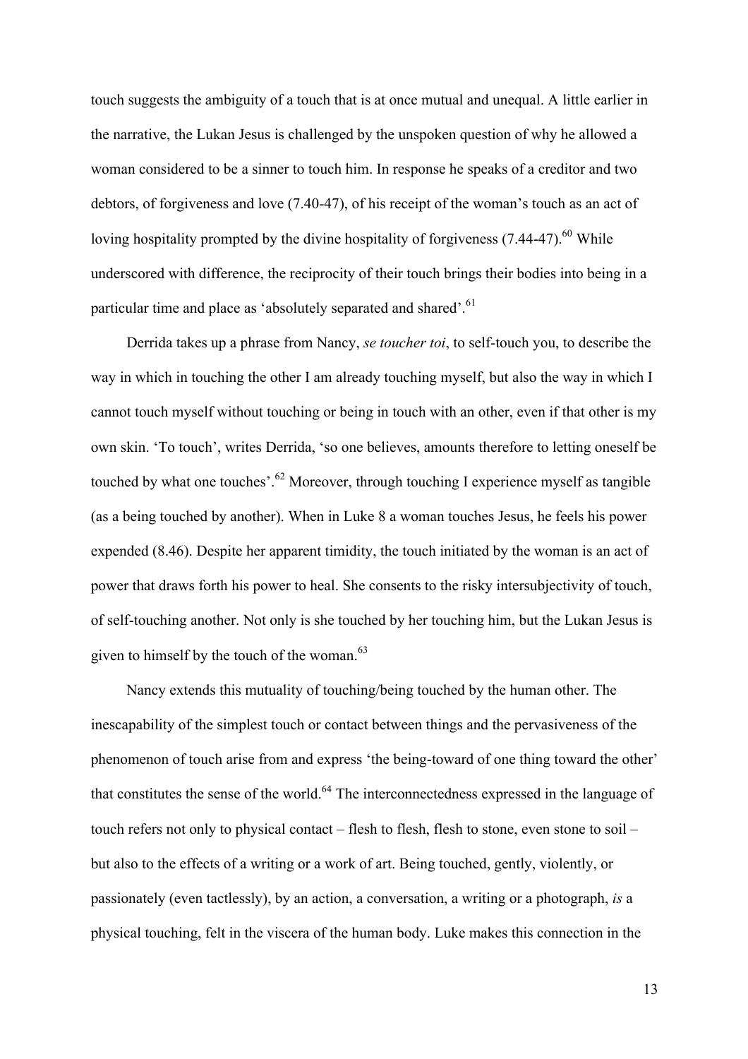touch suggests the ambiguity of a touch that is at once mutual and unequal. A little earlier in the narrative, the Lukan Jesus is challenged by the unspoken question of why he allowed a woman considered to be a sinner to touch him. In response he speaks of a creditor and two debtors, of forgiveness and love (7.40-47), of his receipt of the woman's touch as an act of loving hospitality prompted by the divine hospitality of forgiveness (7.44-47).[60] While underscored with difference, the reciprocity of their touch brings their bodies into being in a particular time and place as 'absolutely separated and shared'.[61]

Derrida takes up a phrase from Nancy, *se toucher toi*, to self-touch you, to describe the way in which in touching the other I am already touching myself, but also the way in which I cannot touch myself without touching or being in touch with an other, even if that other is my own skin. 'To touch', writes Derrida, 'so one believes, amounts therefore to letting oneself be touched by what one touches'.[62] Moreover, through touching I experience myself as tangible (as a being touched by another). When in Luke 8 a woman touches Jesus, he feels his power expended (8.46). Despite her apparent timidity, the touch initiated by the woman is an act of power that draws forth his power to heal. She consents to the risky intersubjectivity of touch, of self-touching another. Not only is she touched by her touching him, but the Lukan Jesus is given to himself by the touch of the woman.[63]

Nancy extends this mutuality of touching/being touched by the human other. The inescapability of the simplest touch or contact between things and the pervasiveness of the phenomenon of touch arise from and express 'the being-toward of one thing toward the other' that constitutes the sense of the world.[64] The interconnectedness expressed in the language of touch refers not only to physical contact – flesh to flesh, flesh to stone, even stone to soil – but also to the effects of a writing or a work of art. Being touched, gently, violently, or passionately (even tactlessly), by an action, a conversation, a writing or a photograph, *is* a physical touching, felt in the viscera of the human body. Luke makes this connection in the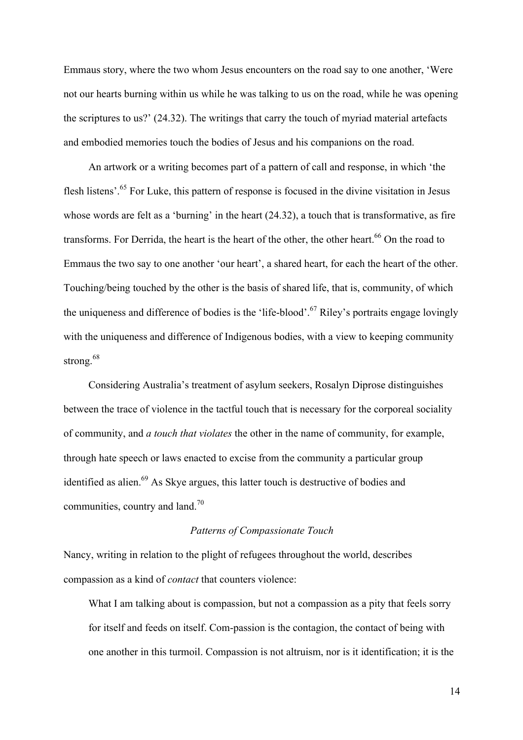Emmaus story, where the two whom Jesus encounters on the road say to one another, 'Were not our hearts burning within us while he was talking to us on the road, while he was opening the scriptures to us?' (24.32). The writings that carry the touch of myriad material artefacts and embodied memories touch the bodies of Jesus and his companions on the road.

An artwork or a writing becomes part of a pattern of call and response, in which 'the flesh listens'.[65] For Luke, this pattern of response is focused in the divine visitation in Jesus whose words are felt as a 'burning' in the heart (24.32), a touch that is transformative, as fire transforms. For Derrida, the heart is the heart of the other, the other heart.[66] On the road to Emmaus the two say to one another 'our heart', a shared heart, for each the heart of the other. Touching/being touched by the other is the basis of shared life, that is, community, of which the uniqueness and difference of bodies is the 'life-blood'.[67] Riley's portraits engage lovingly with the uniqueness and difference of Indigenous bodies, with a view to keeping community strong.[68]

Considering Australia's treatment of asylum seekers, Rosalyn Diprose distinguishes between the trace of violence in the tactful touch that is necessary for the corporeal sociality of community, and *a touch that violates* the other in the name of community, for example, through hate speech or laws enacted to excise from the community a particular group identified as alien.[69] As Skye argues, this latter touch is destructive of bodies and communities, country and land.[70]

### *Patterns of Compassionate Touch*

Nancy, writing in relation to the plight of refugees throughout the world, describes compassion as a kind of *contact* that counters violence:

> What I am talking about is compassion, but not a compassion as a pity that feels sorry for itself and feeds on itself. Com-passion is the contagion, the contact of being with one another in this turmoil. Compassion is not altruism, nor is it identification; it is the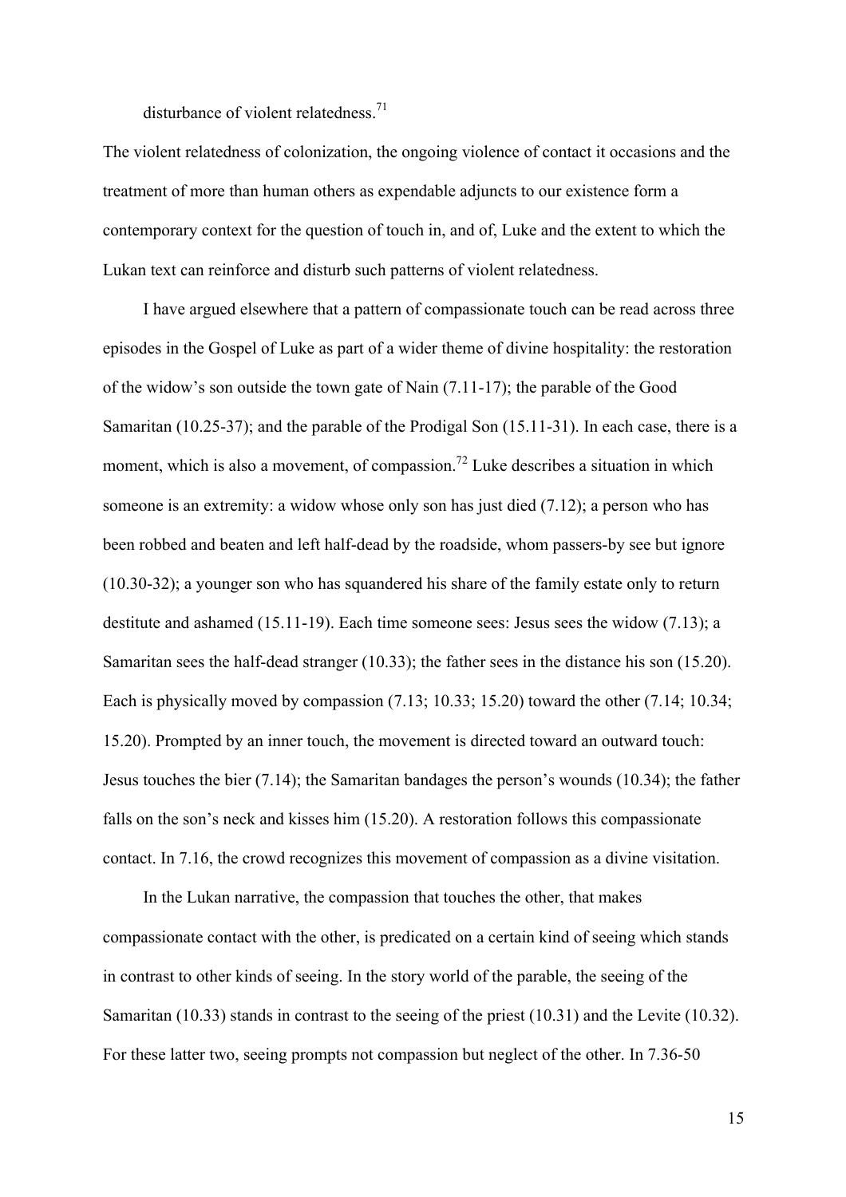disturbance of violent relatedness.[71]

The violent relatedness of colonization, the ongoing violence of contact it occasions and the treatment of more than human others as expendable adjuncts to our existence form a contemporary context for the question of touch in, and of, Luke and the extent to which the Lukan text can reinforce and disturb such patterns of violent relatedness.

I have argued elsewhere that a pattern of compassionate touch can be read across three episodes in the Gospel of Luke as part of a wider theme of divine hospitality: the restoration of the widow's son outside the town gate of Nain (7.11-17); the parable of the Good Samaritan (10.25-37); and the parable of the Prodigal Son (15.11-31). In each case, there is a moment, which is also a movement, of compassion.[72] Luke describes a situation in which someone is an extremity: a widow whose only son has just died (7.12); a person who has been robbed and beaten and left half-dead by the roadside, whom passers-by see but ignore (10.30-32); a younger son who has squandered his share of the family estate only to return destitute and ashamed (15.11-19). Each time someone sees: Jesus sees the widow (7.13); a Samaritan sees the half-dead stranger (10.33); the father sees in the distance his son (15.20). Each is physically moved by compassion (7.13; 10.33; 15.20) toward the other (7.14; 10.34; 15.20). Prompted by an inner touch, the movement is directed toward an outward touch: Jesus touches the bier (7.14); the Samaritan bandages the person's wounds (10.34); the father falls on the son's neck and kisses him (15.20). A restoration follows this compassionate contact. In 7.16, the crowd recognizes this movement of compassion as a divine visitation.

In the Lukan narrative, the compassion that touches the other, that makes compassionate contact with the other, is predicated on a certain kind of seeing which stands in contrast to other kinds of seeing. In the story world of the parable, the seeing of the Samaritan (10.33) stands in contrast to the seeing of the priest (10.31) and the Levite (10.32). For these latter two, seeing prompts not compassion but neglect of the other. In 7.36-50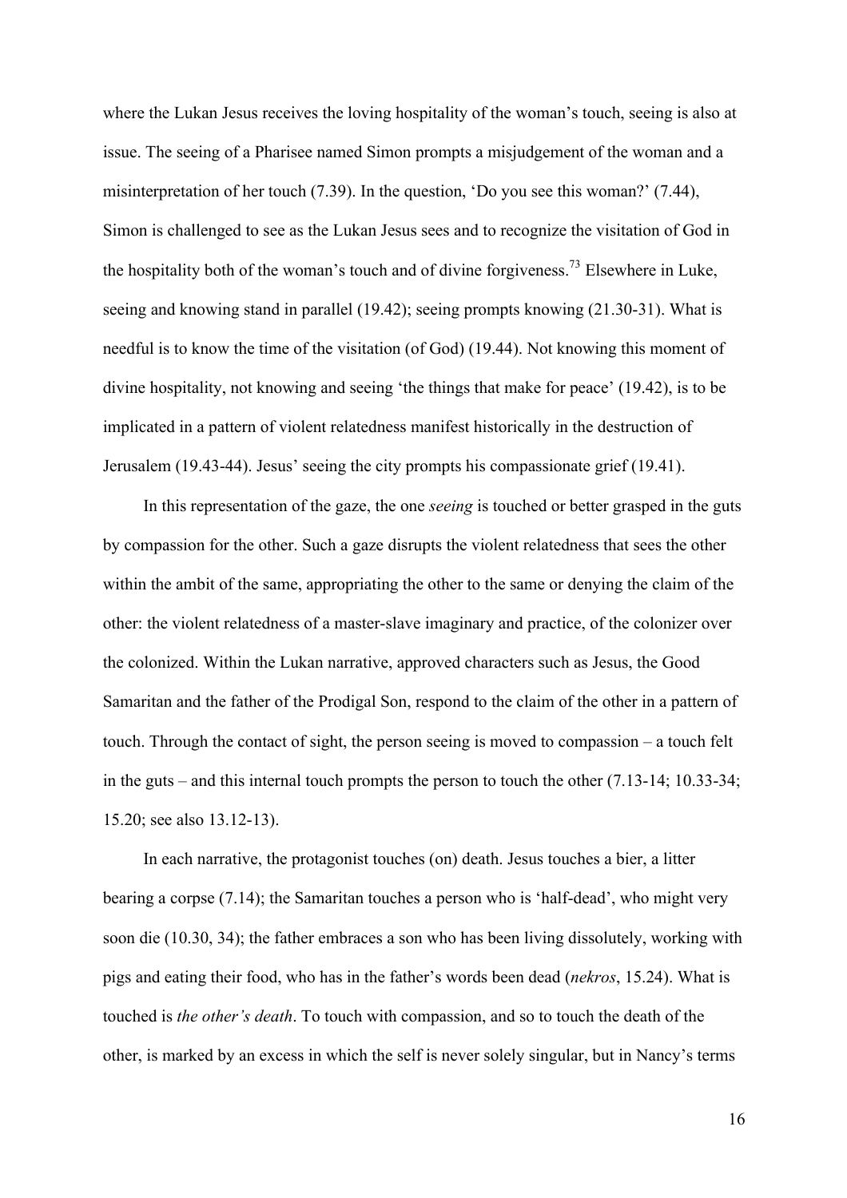where the Lukan Jesus receives the loving hospitality of the woman's touch, seeing is also at issue. The seeing of a Pharisee named Simon prompts a misjudgement of the woman and a misinterpretation of her touch (7.39). In the question, 'Do you see this woman?' (7.44), Simon is challenged to see as the Lukan Jesus sees and to recognize the visitation of God in the hospitality both of the woman's touch and of divine forgiveness.[73] Elsewhere in Luke, seeing and knowing stand in parallel (19.42); seeing prompts knowing (21.30-31). What is needful is to know the time of the visitation (of God) (19.44). Not knowing this moment of divine hospitality, not knowing and seeing 'the things that make for peace' (19.42), is to be implicated in a pattern of violent relatedness manifest historically in the destruction of Jerusalem (19.43-44). Jesus' seeing the city prompts his compassionate grief (19.41).

In this representation of the gaze, the one *seeing* is touched or better grasped in the guts by compassion for the other. Such a gaze disrupts the violent relatedness that sees the other within the ambit of the same, appropriating the other to the same or denying the claim of the other: the violent relatedness of a master-slave imaginary and practice, of the colonizer over the colonized. Within the Lukan narrative, approved characters such as Jesus, the Good Samaritan and the father of the Prodigal Son, respond to the claim of the other in a pattern of touch. Through the contact of sight, the person seeing is moved to compassion – a touch felt in the guts – and this internal touch prompts the person to touch the other (7.13-14; 10.33-34; 15.20; see also 13.12-13).

In each narrative, the protagonist touches (on) death. Jesus touches a bier, a litter bearing a corpse (7.14); the Samaritan touches a person who is 'half-dead', who might very soon die (10.30, 34); the father embraces a son who has been living dissolutely, working with pigs and eating their food, who has in the father's words been dead (*nekros*, 15.24). What is touched is *the other's death*. To touch with compassion, and so to touch the death of the other, is marked by an excess in which the self is never solely singular, but in Nancy's terms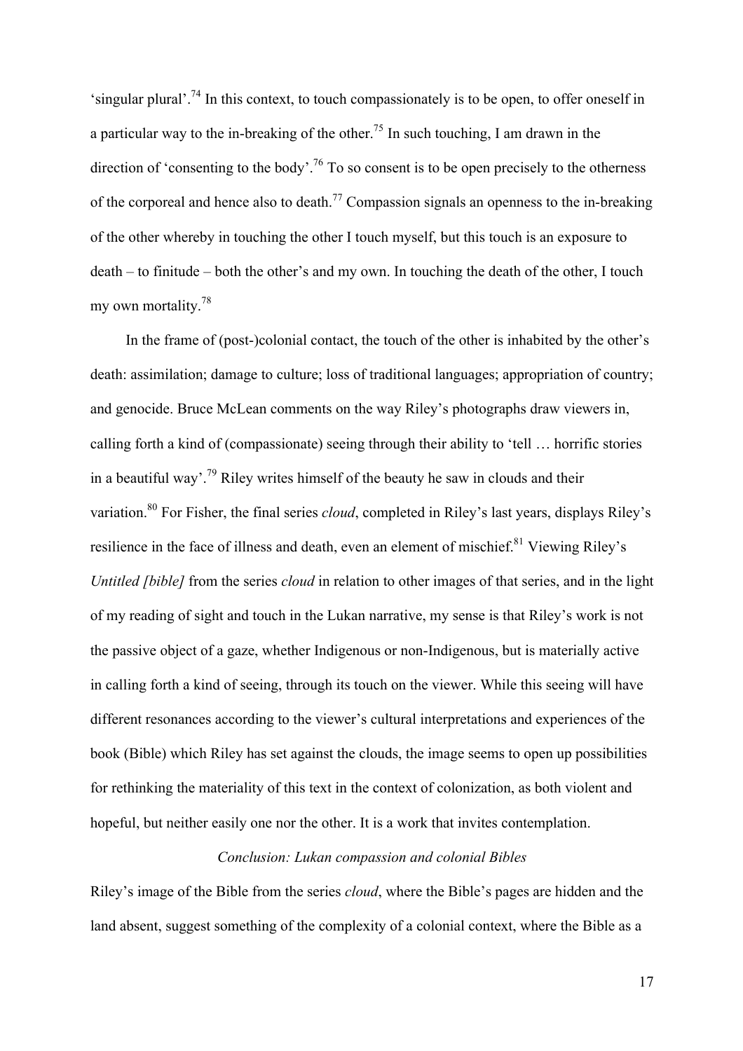'singular plural'.[74] In this context, to touch compassionately is to be open, to offer oneself in a particular way to the in-breaking of the other.[75] In such touching, I am drawn in the direction of 'consenting to the body'.[76] To so consent is to be open precisely to the otherness of the corporeal and hence also to death.[77] Compassion signals an openness to the in-breaking of the other whereby in touching the other I touch myself, but this touch is an exposure to death – to finitude – both the other's and my own. In touching the death of the other, I touch my own mortality.[78]

In the frame of (post-)colonial contact, the touch of the other is inhabited by the other's death: assimilation; damage to culture; loss of traditional languages; appropriation of country; and genocide. Bruce McLean comments on the way Riley's photographs draw viewers in, calling forth a kind of (compassionate) seeing through their ability to 'tell … horrific stories in a beautiful way'.[79] Riley writes himself of the beauty he saw in clouds and their variation.[80] For Fisher, the final series *cloud*, completed in Riley's last years, displays Riley's resilience in the face of illness and death, even an element of mischief.[81] Viewing Riley's *Untitled [bible]* from the series *cloud* in relation to other images of that series, and in the light of my reading of sight and touch in the Lukan narrative, my sense is that Riley's work is not the passive object of a gaze, whether Indigenous or non-Indigenous, but is materially active in calling forth a kind of seeing, through its touch on the viewer. While this seeing will have different resonances according to the viewer's cultural interpretations and experiences of the book (Bible) which Riley has set against the clouds, the image seems to open up possibilities for rethinking the materiality of this text in the context of colonization, as both violent and hopeful, but neither easily one nor the other. It is a work that invites contemplation.

## *Conclusion: Lukan compassion and colonial Bibles*

Riley's image of the Bible from the series *cloud*, where the Bible's pages are hidden and the land absent, suggest something of the complexity of a colonial context, where the Bible as a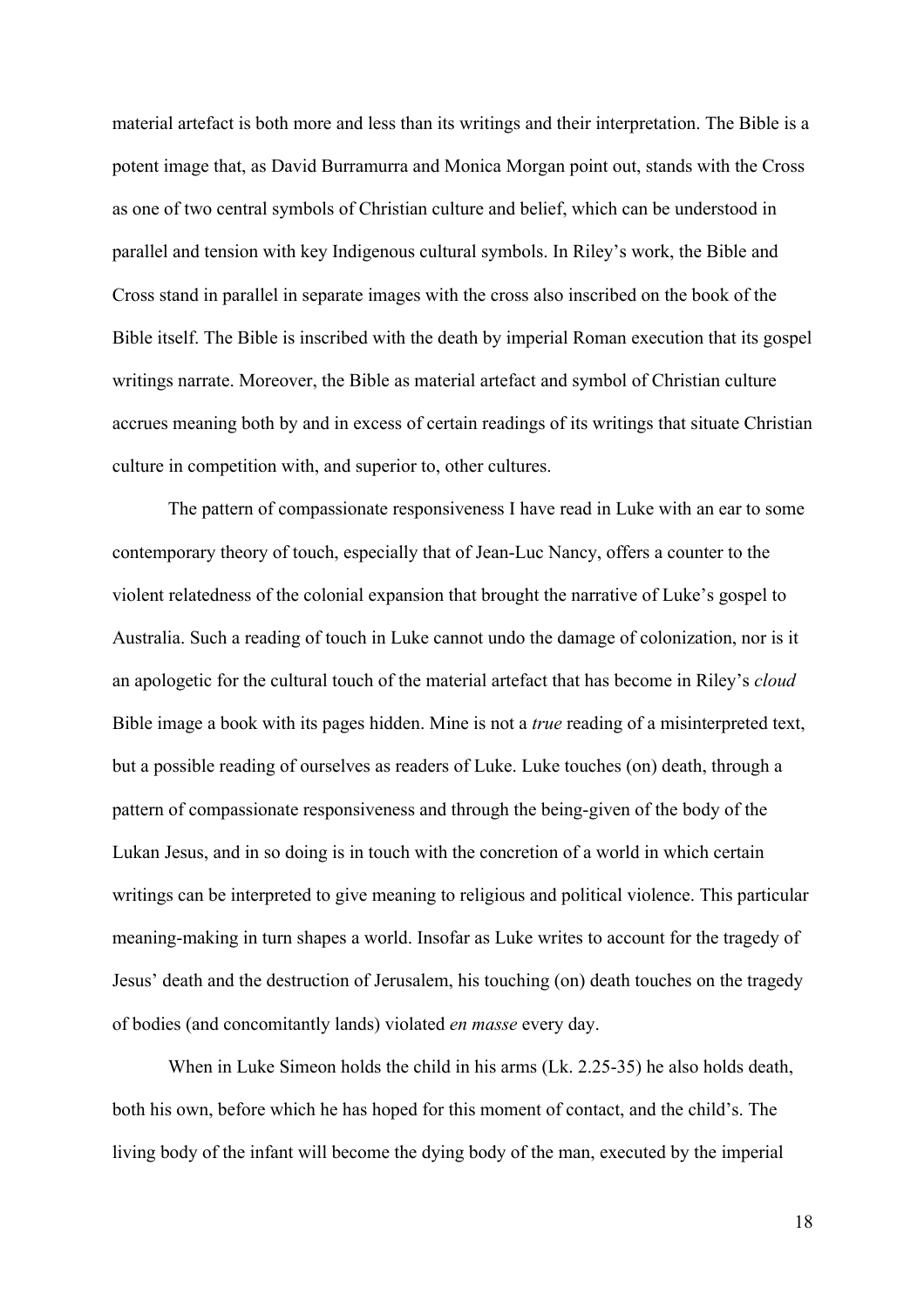material artefact is both more and less than its writings and their interpretation. The Bible is a potent image that, as David Burramurra and Monica Morgan point out, stands with the Cross as one of two central symbols of Christian culture and belief, which can be understood in parallel and tension with key Indigenous cultural symbols. In Riley's work, the Bible and Cross stand in parallel in separate images with the cross also inscribed on the book of the Bible itself. The Bible is inscribed with the death by imperial Roman execution that its gospel writings narrate. Moreover, the Bible as material artefact and symbol of Christian culture accrues meaning both by and in excess of certain readings of its writings that situate Christian culture in competition with, and superior to, other cultures.

The pattern of compassionate responsiveness I have read in Luke with an ear to some contemporary theory of touch, especially that of Jean-Luc Nancy, offers a counter to the violent relatedness of the colonial expansion that brought the narrative of Luke's gospel to Australia. Such a reading of touch in Luke cannot undo the damage of colonization, nor is it an apologetic for the cultural touch of the material artefact that has become in Riley's *cloud* Bible image a book with its pages hidden. Mine is not a *true* reading of a misinterpreted text, but a possible reading of ourselves as readers of Luke. Luke touches (on) death, through a pattern of compassionate responsiveness and through the being-given of the body of the Lukan Jesus, and in so doing is in touch with the concretion of a world in which certain writings can be interpreted to give meaning to religious and political violence. This particular meaning-making in turn shapes a world. Insofar as Luke writes to account for the tragedy of Jesus' death and the destruction of Jerusalem, his touching (on) death touches on the tragedy of bodies (and concomitantly lands) violated *en masse* every day.

When in Luke Simeon holds the child in his arms (Lk. 2.25-35) he also holds death, both his own, before which he has hoped for this moment of contact, and the child's. The living body of the infant will become the dying body of the man, executed by the imperial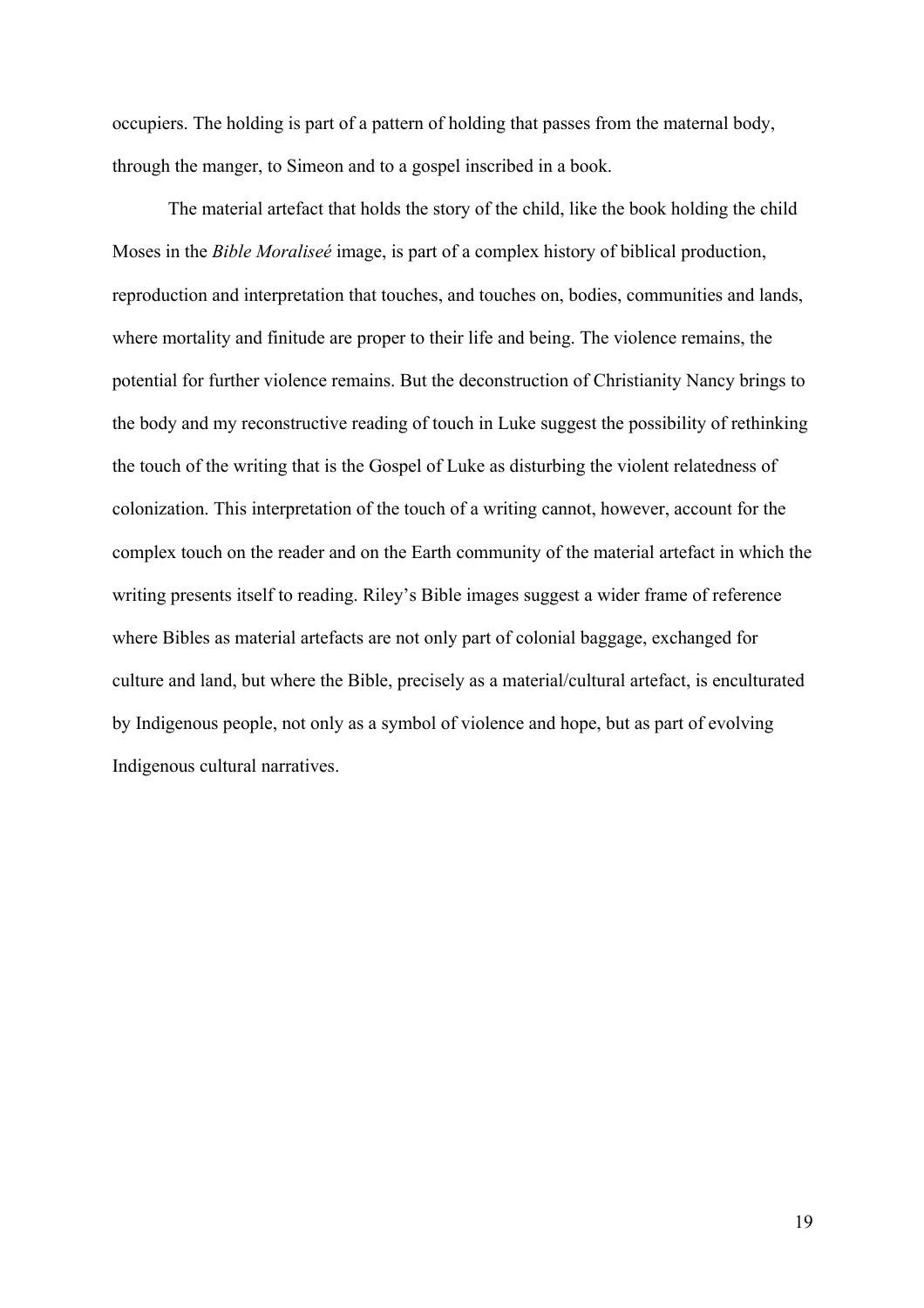occupiers. The holding is part of a pattern of holding that passes from the maternal body, through the manger, to Simeon and to a gospel inscribed in a book.

The material artefact that holds the story of the child, like the book holding the child Moses in the *Bible Moraliseé* image, is part of a complex history of biblical production, reproduction and interpretation that touches, and touches on, bodies, communities and lands, where mortality and finitude are proper to their life and being. The violence remains, the potential for further violence remains. But the deconstruction of Christianity Nancy brings to the body and my reconstructive reading of touch in Luke suggest the possibility of rethinking the touch of the writing that is the Gospel of Luke as disturbing the violent relatedness of colonization. This interpretation of the touch of a writing cannot, however, account for the complex touch on the reader and on the Earth community of the material artefact in which the writing presents itself to reading. Riley's Bible images suggest a wider frame of reference where Bibles as material artefacts are not only part of colonial baggage, exchanged for culture and land, but where the Bible, precisely as a material/cultural artefact, is enculturated by Indigenous people, not only as a symbol of violence and hope, but as part of evolving Indigenous cultural narratives.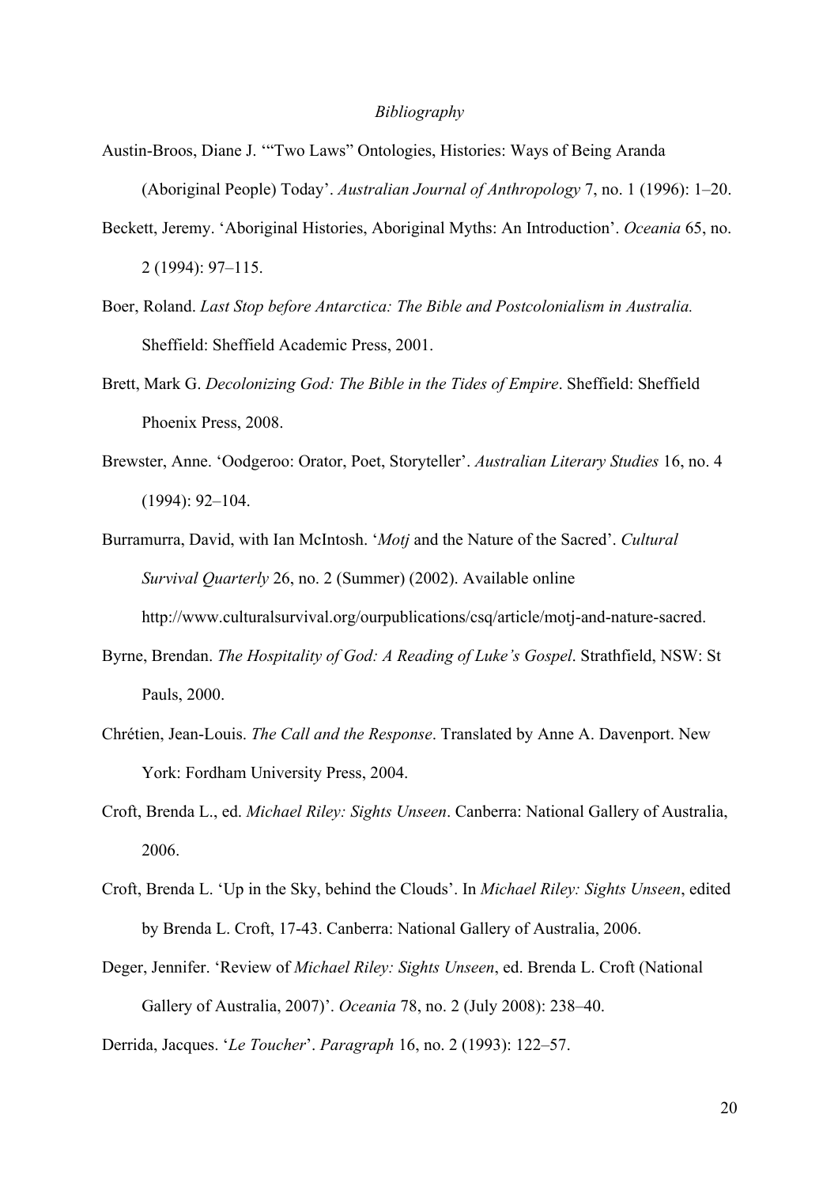*Bibliography*

Austin-Broos, Diane J. '"Two Laws" Ontologies, Histories: Ways of Being Aranda (Aboriginal People) Today'. *Australian Journal of Anthropology* 7, no. 1 (1996): 1–20.

Beckett, Jeremy. 'Aboriginal Histories, Aboriginal Myths: An Introduction'. *Oceania* 65, no. 2 (1994): 97–115.

Boer, Roland. *Last Stop before Antarctica: The Bible and Postcolonialism in Australia.* Sheffield: Sheffield Academic Press, 2001.

Brett, Mark G. *Decolonizing God: The Bible in the Tides of Empire*. Sheffield: Sheffield Phoenix Press, 2008.

Brewster, Anne. 'Oodgeroo: Orator, Poet, Storyteller'. *Australian Literary Studies* 16, no. 4 (1994): 92–104.

Burramurra, David, with Ian McIntosh. '*Motj* and the Nature of the Sacred'. *Cultural Survival Quarterly* 26, no. 2 (Summer) (2002). Available online http://www.culturalsurvival.org/ourpublications/csq/article/motj-and-nature-sacred.

Byrne, Brendan. *The Hospitality of God: A Reading of Luke's Gospel*. Strathfield, NSW: St Pauls, 2000.

Chrétien, Jean-Louis. *The Call and the Response*. Translated by Anne A. Davenport. New York: Fordham University Press, 2004.

Croft, Brenda L., ed. *Michael Riley: Sights Unseen*. Canberra: National Gallery of Australia, 2006.

Croft, Brenda L. 'Up in the Sky, behind the Clouds'. In *Michael Riley: Sights Unseen*, edited by Brenda L. Croft, 17-43. Canberra: National Gallery of Australia, 2006.

Deger, Jennifer. 'Review of *Michael Riley: Sights Unseen*, ed. Brenda L. Croft (National Gallery of Australia, 2007)'. *Oceania* 78, no. 2 (July 2008): 238–40.

Derrida, Jacques. '*Le Toucher*'. *Paragraph* 16, no. 2 (1993): 122–57.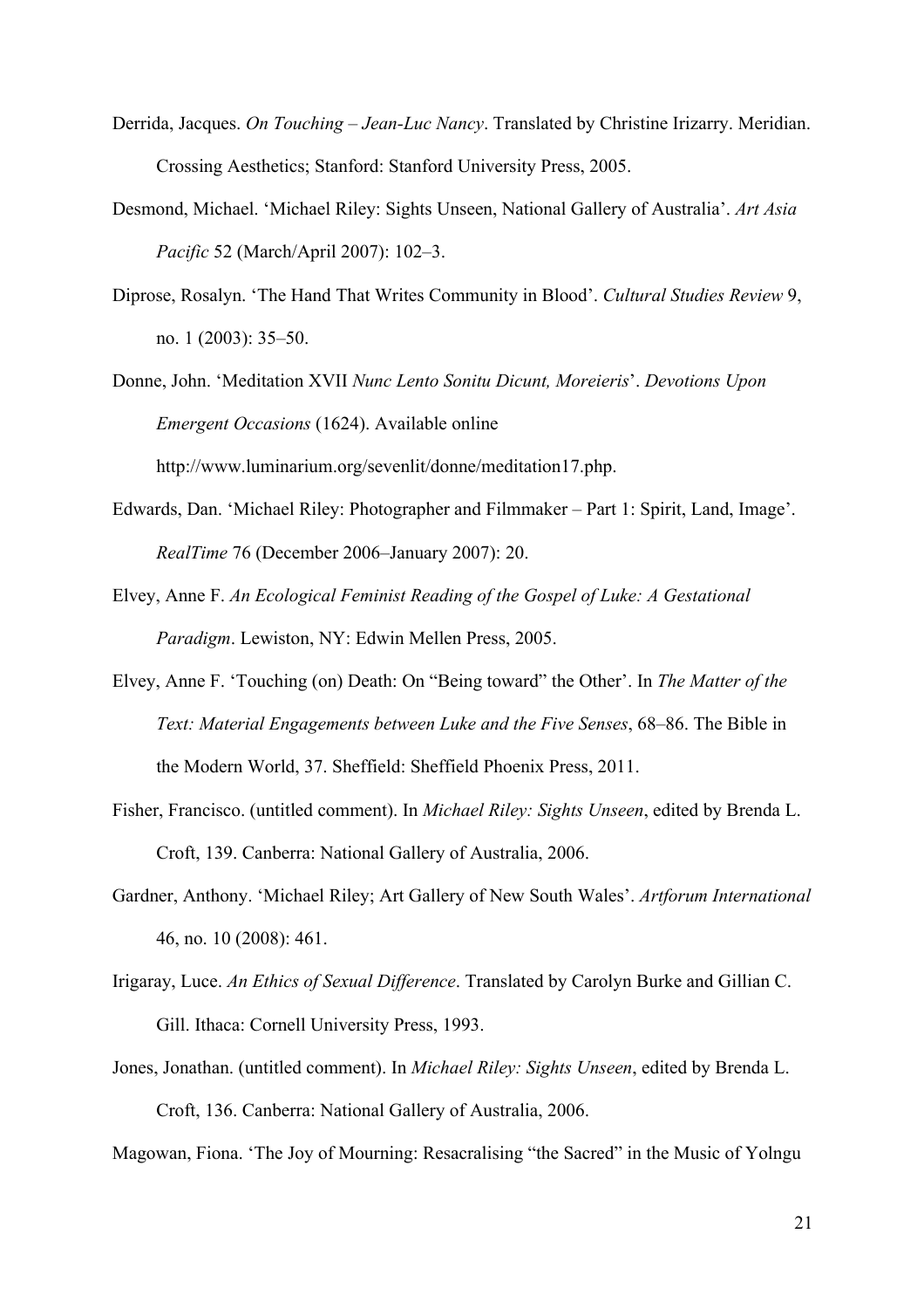Derrida, Jacques. *On Touching – Jean-Luc Nancy*. Translated by Christine Irizarry. Meridian. Crossing Aesthetics; Stanford: Stanford University Press, 2005.

Desmond, Michael. 'Michael Riley: Sights Unseen, National Gallery of Australia'. *Art Asia Pacific* 52 (March/April 2007): 102–3.

Diprose, Rosalyn. 'The Hand That Writes Community in Blood'. *Cultural Studies Review* 9, no. 1 (2003): 35–50.

Donne, John. 'Meditation XVII *Nunc Lento Sonitu Dicunt, Moreieris*'. *Devotions Upon Emergent Occasions* (1624). Available online http://www.luminarium.org/sevenlit/donne/meditation17.php.

Edwards, Dan. 'Michael Riley: Photographer and Filmmaker – Part 1: Spirit, Land, Image'. *RealTime* 76 (December 2006–January 2007): 20.

Elvey, Anne F. *An Ecological Feminist Reading of the Gospel of Luke: A Gestational Paradigm*. Lewiston, NY: Edwin Mellen Press, 2005.

Elvey, Anne F. 'Touching (on) Death: On "Being toward" the Other'. In *The Matter of the Text: Material Engagements between Luke and the Five Senses*, 68–86. The Bible in the Modern World, 37. Sheffield: Sheffield Phoenix Press, 2011.

Fisher, Francisco. (untitled comment). In *Michael Riley: Sights Unseen*, edited by Brenda L. Croft, 139. Canberra: National Gallery of Australia, 2006.

Gardner, Anthony. 'Michael Riley; Art Gallery of New South Wales'. *Artforum International* 46, no. 10 (2008): 461.

Irigaray, Luce. *An Ethics of Sexual Difference*. Translated by Carolyn Burke and Gillian C. Gill. Ithaca: Cornell University Press, 1993.

Jones, Jonathan. (untitled comment). In *Michael Riley: Sights Unseen*, edited by Brenda L. Croft, 136. Canberra: National Gallery of Australia, 2006.

Magowan, Fiona. 'The Joy of Mourning: Resacralising "the Sacred" in the Music of Yolngu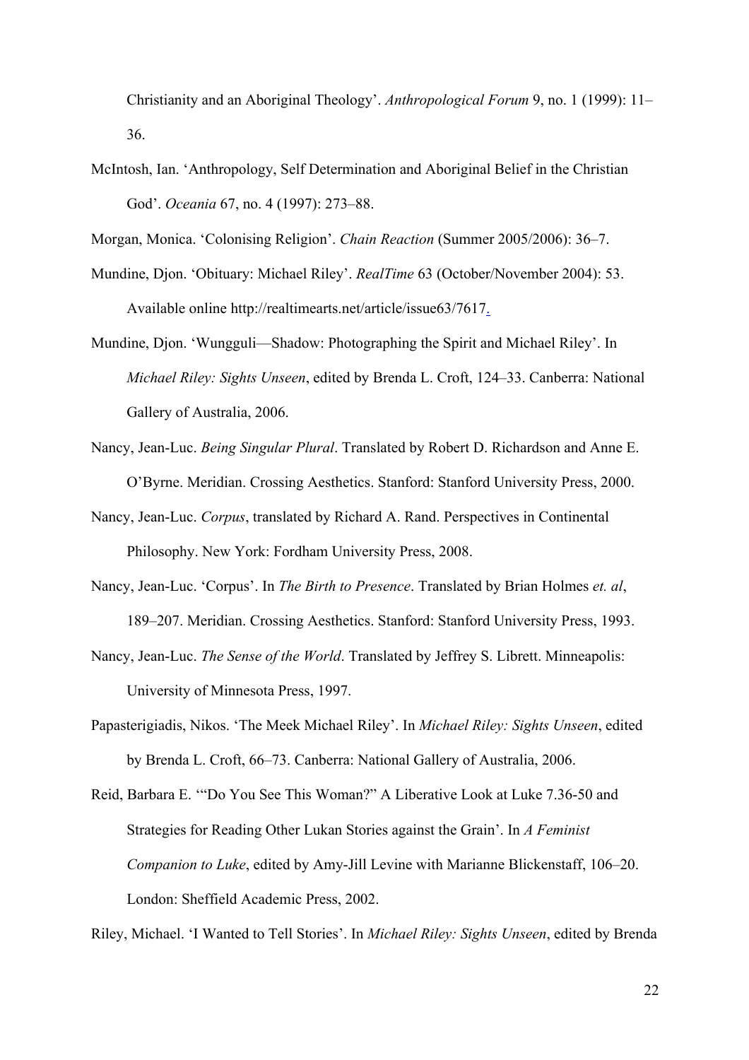Christianity and an Aboriginal Theology'. *Anthropological Forum* 9, no. 1 (1999): 11–36.

McIntosh, Ian. 'Anthropology, Self Determination and Aboriginal Belief in the Christian God'. *Oceania* 67, no. 4 (1997): 273–88.

Morgan, Monica. 'Colonising Religion'. *Chain Reaction* (Summer 2005/2006): 36–7.

Mundine, Djon. 'Obituary: Michael Riley'. *RealTime* 63 (October/November 2004): 53. Available online http://realtimearts.net/article/issue63/7617.

Mundine, Djon. 'Wungguli—Shadow: Photographing the Spirit and Michael Riley'. In *Michael Riley: Sights Unseen*, edited by Brenda L. Croft, 124–33. Canberra: National Gallery of Australia, 2006.

Nancy, Jean-Luc. *Being Singular Plural*. Translated by Robert D. Richardson and Anne E. O'Byrne. Meridian. Crossing Aesthetics. Stanford: Stanford University Press, 2000.

Nancy, Jean-Luc. *Corpus*, translated by Richard A. Rand. Perspectives in Continental Philosophy. New York: Fordham University Press, 2008.

Nancy, Jean-Luc. 'Corpus'. In *The Birth to Presence*. Translated by Brian Holmes *et. al*, 189–207. Meridian. Crossing Aesthetics. Stanford: Stanford University Press, 1993.

Nancy, Jean-Luc. *The Sense of the World*. Translated by Jeffrey S. Librett. Minneapolis: University of Minnesota Press, 1997.

Papasterigiadis, Nikos. 'The Meek Michael Riley'. In *Michael Riley: Sights Unseen*, edited by Brenda L. Croft, 66–73. Canberra: National Gallery of Australia, 2006.

Reid, Barbara E. '"Do You See This Woman?" A Liberative Look at Luke 7.36-50 and Strategies for Reading Other Lukan Stories against the Grain'. In *A Feminist Companion to Luke*, edited by Amy-Jill Levine with Marianne Blickenstaff, 106–20. London: Sheffield Academic Press, 2002.

Riley, Michael. 'I Wanted to Tell Stories'. In *Michael Riley: Sights Unseen*, edited by Brenda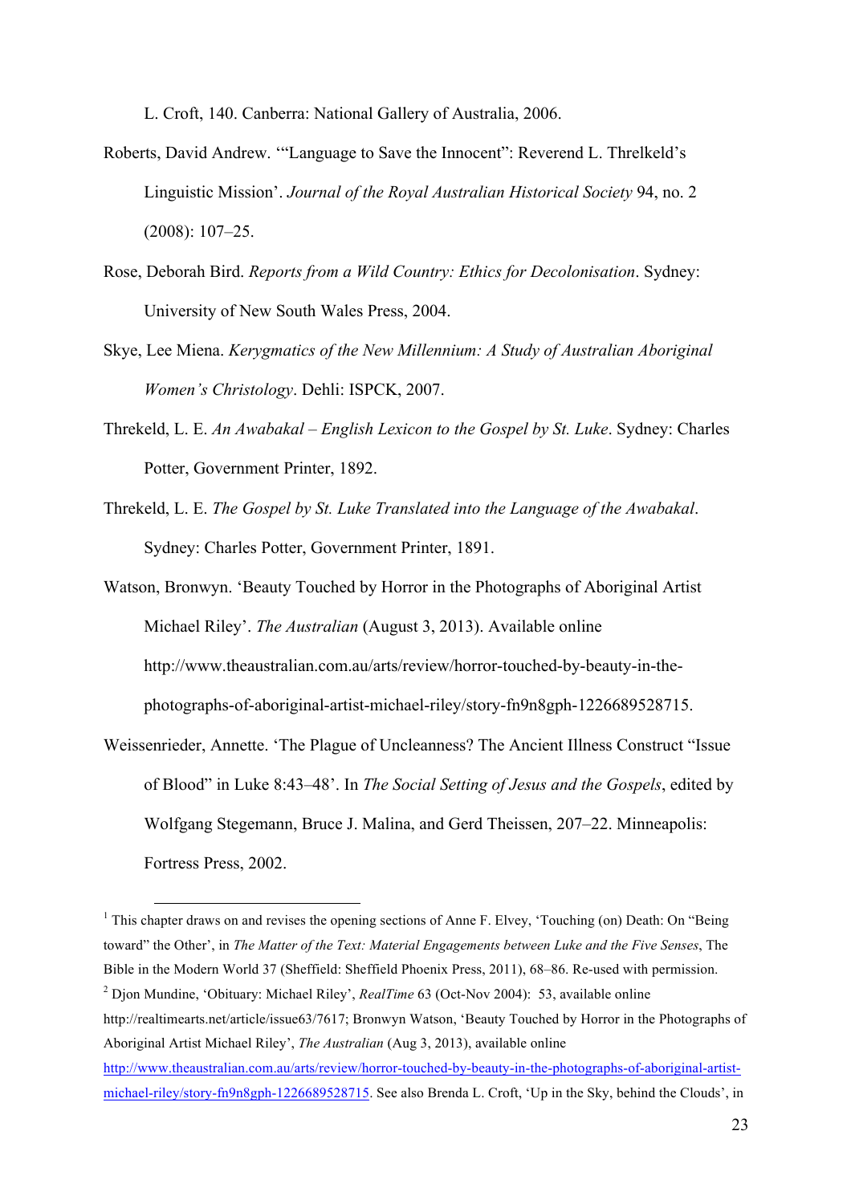L. Croft, 140. Canberra: National Gallery of Australia, 2006.

Roberts, David Andrew. '"Language to Save the Innocent": Reverend L. Threlkeld's Linguistic Mission'. *Journal of the Royal Australian Historical Society* 94, no. 2 (2008): 107–25.

Rose, Deborah Bird. *Reports from a Wild Country: Ethics for Decolonisation*. Sydney: University of New South Wales Press, 2004.

Skye, Lee Miena. *Kerygmatics of the New Millennium: A Study of Australian Aboriginal Women's Christology*. Dehli: ISPCK, 2007.

Threkeld, L. E. *An Awabakal – English Lexicon to the Gospel by St. Luke*. Sydney: Charles Potter, Government Printer, 1892.

Threkeld, L. E. *The Gospel by St. Luke Translated into the Language of the Awabakal*. Sydney: Charles Potter, Government Printer, 1891.

Watson, Bronwyn. 'Beauty Touched by Horror in the Photographs of Aboriginal Artist Michael Riley'. *The Australian* (August 3, 2013). Available online http://www.theaustralian.com.au/arts/review/horror-touched-by-beauty-in-the-photographs-of-aboriginal-artist-michael-riley/story-fn9n8gph-1226689528715.

Weissenrieder, Annette. 'The Plague of Uncleanness? The Ancient Illness Construct "Issue of Blood" in Luke 8:43–48'. In *The Social Setting of Jesus and the Gospels*, edited by Wolfgang Stegemann, Bruce J. Malina, and Gerd Theissen, 207–22. Minneapolis: Fortress Press, 2002.

---

[1] This chapter draws on and revises the opening sections of Anne F. Elvey, 'Touching (on) Death: On "Being toward" the Other', in *The Matter of the Text: Material Engagements between Luke and the Five Senses*, The Bible in the Modern World 37 (Sheffield: Sheffield Phoenix Press, 2011), 68–86. Re-used with permission.

[2] Djon Mundine, 'Obituary: Michael Riley', *RealTime* 63 (Oct-Nov 2004): 53, available online http://realtimearts.net/article/issue63/7617; Bronwyn Watson, 'Beauty Touched by Horror in the Photographs of Aboriginal Artist Michael Riley', *The Australian* (Aug 3, 2013), available online http://www.theaustralian.com.au/arts/review/horror-touched-by-beauty-in-the-photographs-of-aboriginal-artist-michael-riley/story-fn9n8gph-1226689528715. See also Brenda L. Croft, 'Up in the Sky, behind the Clouds', in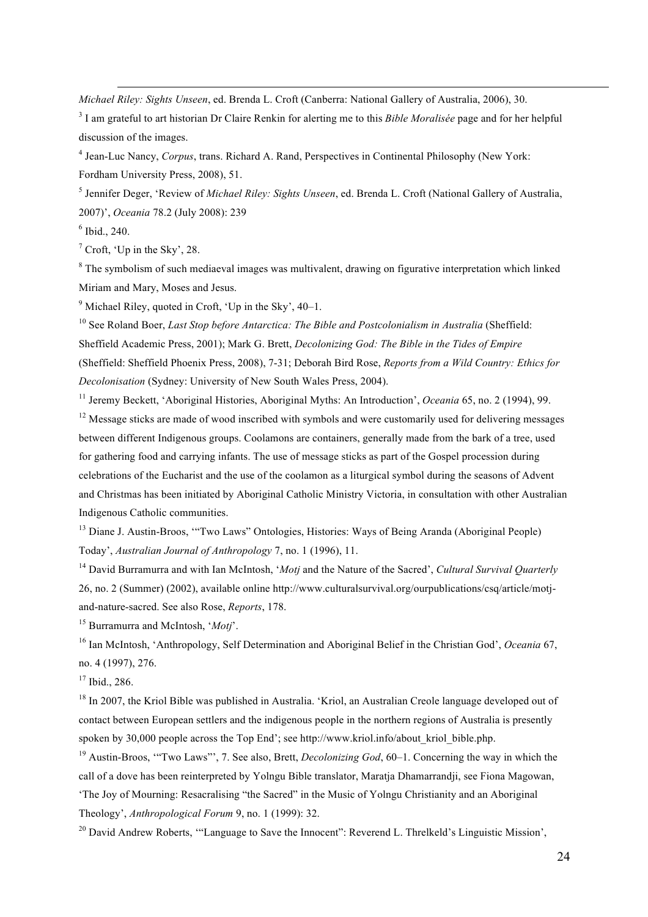*Michael Riley: Sights Unseen*, ed. Brenda L. Croft (Canberra: National Gallery of Australia, 2006), 30.

[3] I am grateful to art historian Dr Claire Renkin for alerting me to this *Bible Moralisée* page and for her helpful discussion of the images.

[4] Jean-Luc Nancy, *Corpus*, trans. Richard A. Rand, Perspectives in Continental Philosophy (New York: Fordham University Press, 2008), 51.

[5] Jennifer Deger, 'Review of *Michael Riley: Sights Unseen*, ed. Brenda L. Croft (National Gallery of Australia, 2007)', *Oceania* 78.2 (July 2008): 239

[6] Ibid., 240.

[7] Croft, 'Up in the Sky', 28.

[8] The symbolism of such mediaeval images was multivalent, drawing on figurative interpretation which linked Miriam and Mary, Moses and Jesus.

[9] Michael Riley, quoted in Croft, 'Up in the Sky', 40–1.

[10] See Roland Boer, *Last Stop before Antarctica: The Bible and Postcolonialism in Australia* (Sheffield: Sheffield Academic Press, 2001); Mark G. Brett, *Decolonizing God: The Bible in the Tides of Empire* (Sheffield: Sheffield Phoenix Press, 2008), 7-31; Deborah Bird Rose, *Reports from a Wild Country: Ethics for Decolonisation* (Sydney: University of New South Wales Press, 2004).

[11] Jeremy Beckett, 'Aboriginal Histories, Aboriginal Myths: An Introduction', *Oceania* 65, no. 2 (1994), 99.

[12] Message sticks are made of wood inscribed with symbols and were customarily used for delivering messages between different Indigenous groups. Coolamons are containers, generally made from the bark of a tree, used for gathering food and carrying infants. The use of message sticks as part of the Gospel procession during celebrations of the Eucharist and the use of the coolamon as a liturgical symbol during the seasons of Advent and Christmas has been initiated by Aboriginal Catholic Ministry Victoria, in consultation with other Australian Indigenous Catholic communities.

[13] Diane J. Austin-Broos, '"Two Laws" Ontologies, Histories: Ways of Being Aranda (Aboriginal People) Today', *Australian Journal of Anthropology* 7, no. 1 (1996), 11.

[14] David Burramurra and with Ian McIntosh, '*Motj* and the Nature of the Sacred', *Cultural Survival Quarterly* 26, no. 2 (Summer) (2002), available online http://www.culturalsurvival.org/ourpublications/csq/article/motj-and-nature-sacred. See also Rose, *Reports*, 178.

[15] Burramurra and McIntosh, '*Motj*'.

[16] Ian McIntosh, 'Anthropology, Self Determination and Aboriginal Belief in the Christian God', *Oceania* 67, no. 4 (1997), 276.

[17] Ibid., 286.

[18] In 2007, the Kriol Bible was published in Australia. 'Kriol, an Australian Creole language developed out of contact between European settlers and the indigenous people in the northern regions of Australia is presently spoken by 30,000 people across the Top End'; see http://www.kriol.info/about_kriol_bible.php.

[19] Austin-Broos, '"Two Laws"', 7. See also, Brett, *Decolonizing God*, 60–1. Concerning the way in which the call of a dove has been reinterpreted by Yolngu Bible translator, Maratja Dhamarrandji, see Fiona Magowan, 'The Joy of Mourning: Resacralising "the Sacred" in the Music of Yolngu Christianity and an Aboriginal Theology', *Anthropological Forum* 9, no. 1 (1999): 32.

[20] David Andrew Roberts, '"Language to Save the Innocent": Reverend L. Threlkeld's Linguistic Mission',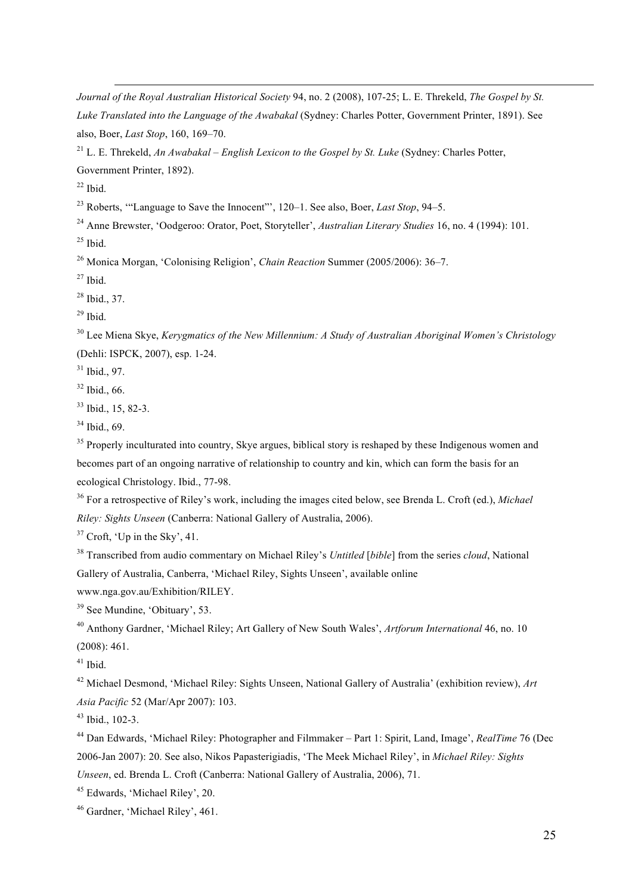*Journal of the Royal Australian Historical Society* 94, no. 2 (2008), 107-25; L. E. Threkeld, *The Gospel by St. Luke Translated into the Language of the Awabakal* (Sydney: Charles Potter, Government Printer, 1891). See also, Boer, *Last Stop*, 160, 169–70.

[21] L. E. Threkeld, *An Awabakal – English Lexicon to the Gospel by St. Luke* (Sydney: Charles Potter, Government Printer, 1892).

[22] Ibid.

[23] Roberts, '"Language to Save the Innocent"', 120–1. See also, Boer, *Last Stop*, 94–5.

[24] Anne Brewster, 'Oodgeroo: Orator, Poet, Storyteller', *Australian Literary Studies* 16, no. 4 (1994): 101.

[25] Ibid.

[26] Monica Morgan, 'Colonising Religion', *Chain Reaction* Summer (2005/2006): 36–7.

[27] Ibid.

[28] Ibid., 37.

[29] Ibid.

[30] Lee Miena Skye, *Kerygmatics of the New Millennium: A Study of Australian Aboriginal Women's Christology* (Dehli: ISPCK, 2007), esp. 1-24.

[31] Ibid., 97.

[32] Ibid., 66.

[33] Ibid., 15, 82-3.

[34] Ibid., 69.

[35] Properly inculturated into country, Skye argues, biblical story is reshaped by these Indigenous women and becomes part of an ongoing narrative of relationship to country and kin, which can form the basis for an ecological Christology. Ibid., 77-98.

[36] For a retrospective of Riley's work, including the images cited below, see Brenda L. Croft (ed.), *Michael Riley: Sights Unseen* (Canberra: National Gallery of Australia, 2006).

[37] Croft, 'Up in the Sky', 41.

[38] Transcribed from audio commentary on Michael Riley's *Untitled* [*bible*] from the series *cloud*, National Gallery of Australia, Canberra, 'Michael Riley, Sights Unseen', available online www.nga.gov.au/Exhibition/RILEY.

[39] See Mundine, 'Obituary', 53.

[40] Anthony Gardner, 'Michael Riley; Art Gallery of New South Wales', *Artforum International* 46, no. 10 (2008): 461.

[41] Ibid.

[42] Michael Desmond, 'Michael Riley: Sights Unseen, National Gallery of Australia' (exhibition review), *Art Asia Pacific* 52 (Mar/Apr 2007): 103.

[43] Ibid., 102-3.

[44] Dan Edwards, 'Michael Riley: Photographer and Filmmaker – Part 1: Spirit, Land, Image', *RealTime* 76 (Dec 2006-Jan 2007): 20. See also, Nikos Papasterigiadis, 'The Meek Michael Riley', in *Michael Riley: Sights Unseen*, ed. Brenda L. Croft (Canberra: National Gallery of Australia, 2006), 71.

[45] Edwards, 'Michael Riley', 20.

[46] Gardner, 'Michael Riley', 461.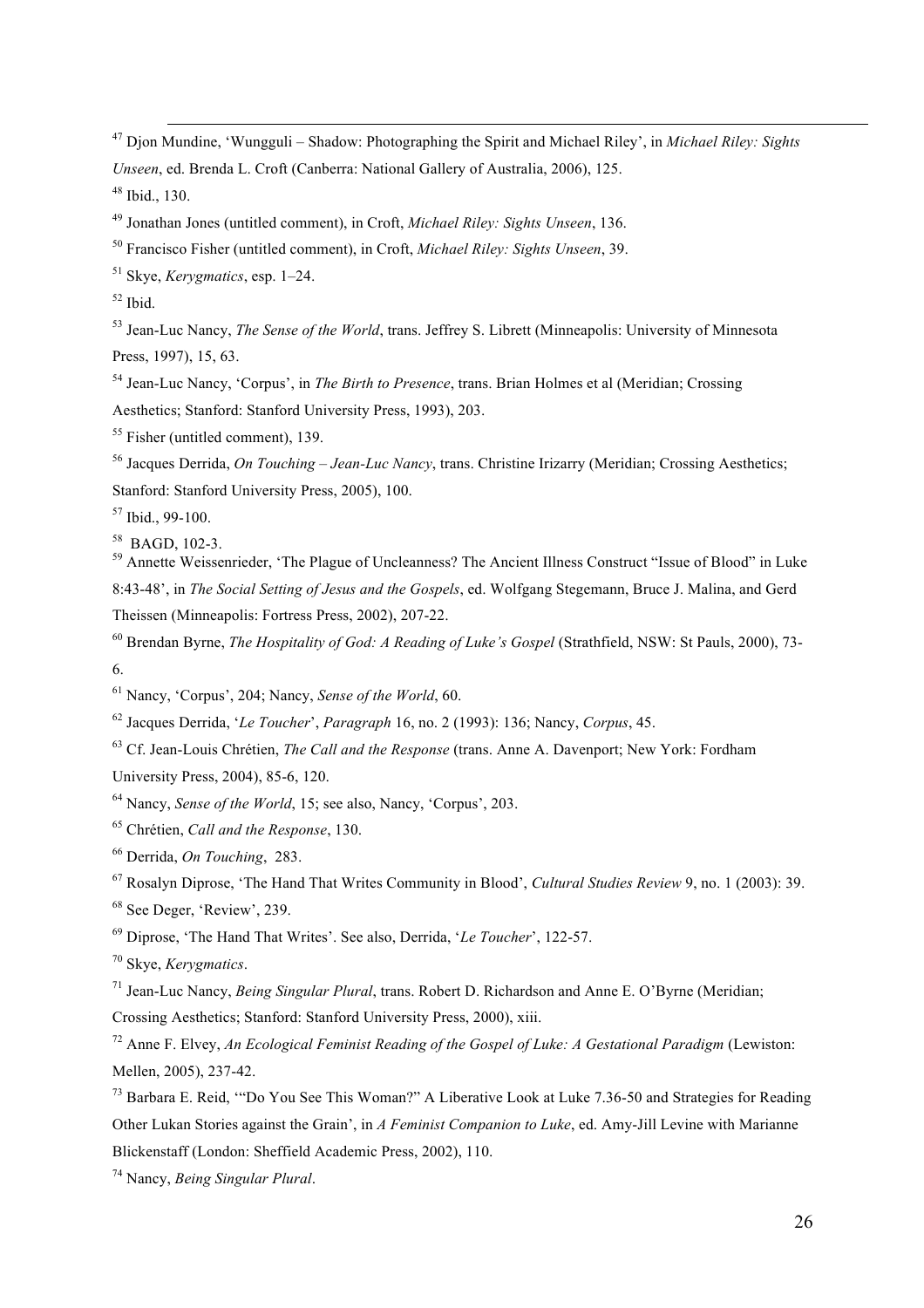[47] Djon Mundine, 'Wungguli – Shadow: Photographing the Spirit and Michael Riley', in *Michael Riley: Sights Unseen*, ed. Brenda L. Croft (Canberra: National Gallery of Australia, 2006), 125.

[48] Ibid., 130.

[49] Jonathan Jones (untitled comment), in Croft, *Michael Riley: Sights Unseen*, 136.

[50] Francisco Fisher (untitled comment), in Croft, *Michael Riley: Sights Unseen*, 39.

[51] Skye, *Kerygmatics*, esp. 1–24.

[52] Ibid.

[53] Jean-Luc Nancy, *The Sense of the World*, trans. Jeffrey S. Librett (Minneapolis: University of Minnesota Press, 1997), 15, 63.

[54] Jean-Luc Nancy, 'Corpus', in *The Birth to Presence*, trans. Brian Holmes et al (Meridian; Crossing Aesthetics; Stanford: Stanford University Press, 1993), 203.

[55] Fisher (untitled comment), 139.

[56] Jacques Derrida, *On Touching – Jean-Luc Nancy*, trans. Christine Irizarry (Meridian; Crossing Aesthetics; Stanford: Stanford University Press, 2005), 100.

[57] Ibid., 99-100.

[58] BAGD, 102-3.

[59] Annette Weissenrieder, 'The Plague of Uncleanness? The Ancient Illness Construct "Issue of Blood" in Luke 8:43-48', in *The Social Setting of Jesus and the Gospels*, ed. Wolfgang Stegemann, Bruce J. Malina, and Gerd Theissen (Minneapolis: Fortress Press, 2002), 207-22.

[60] Brendan Byrne, *The Hospitality of God: A Reading of Luke's Gospel* (Strathfield, NSW: St Pauls, 2000), 73-6.

[61] Nancy, 'Corpus', 204; Nancy, *Sense of the World*, 60.

[62] Jacques Derrida, '*Le Toucher*', *Paragraph* 16, no. 2 (1993): 136; Nancy, *Corpus*, 45.

[63] Cf. Jean-Louis Chrétien, *The Call and the Response* (trans. Anne A. Davenport; New York: Fordham University Press, 2004), 85-6, 120.

[64] Nancy, *Sense of the World*, 15; see also, Nancy, 'Corpus', 203.

[65] Chrétien, *Call and the Response*, 130.

[66] Derrida, *On Touching*, 283.

[67] Rosalyn Diprose, 'The Hand That Writes Community in Blood', *Cultural Studies Review* 9, no. 1 (2003): 39.

[68] See Deger, 'Review', 239.

[69] Diprose, 'The Hand That Writes'. See also, Derrida, '*Le Toucher*', 122-57.

[70] Skye, *Kerygmatics*.

[71] Jean-Luc Nancy, *Being Singular Plural*, trans. Robert D. Richardson and Anne E. O'Byrne (Meridian; Crossing Aesthetics; Stanford: Stanford University Press, 2000), xiii.

[72] Anne F. Elvey, *An Ecological Feminist Reading of the Gospel of Luke: A Gestational Paradigm* (Lewiston: Mellen, 2005), 237-42.

[73] Barbara E. Reid, '"Do You See This Woman?" A Liberative Look at Luke 7.36-50 and Strategies for Reading Other Lukan Stories against the Grain', in *A Feminist Companion to Luke*, ed. Amy-Jill Levine with Marianne Blickenstaff (London: Sheffield Academic Press, 2002), 110.

[74] Nancy, *Being Singular Plural*.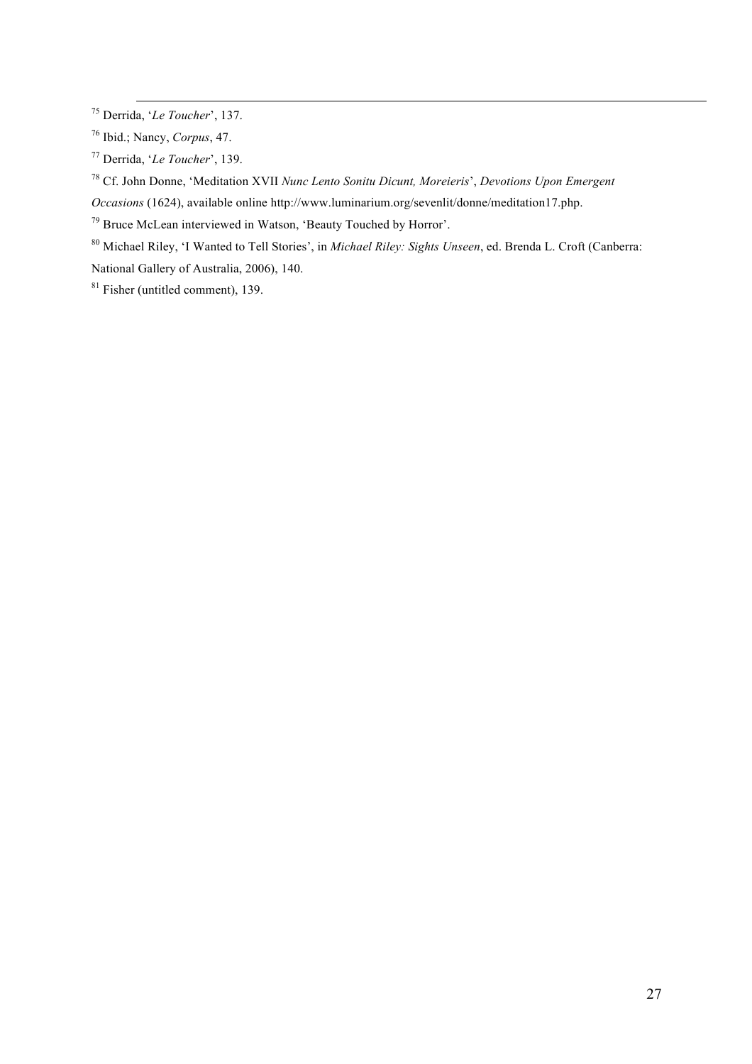[75] Derrida, '*Le Toucher*', 137.

[76] Ibid.; Nancy, *Corpus*, 47.

[77] Derrida, '*Le Toucher*', 139.

[78] Cf. John Donne, 'Meditation XVII *Nunc Lento Sonitu Dicunt, Moreieris*', *Devotions Upon Emergent Occasions* (1624), available online http://www.luminarium.org/sevenlit/donne/meditation17.php.

[79] Bruce McLean interviewed in Watson, 'Beauty Touched by Horror'.

[80] Michael Riley, 'I Wanted to Tell Stories', in *Michael Riley: Sights Unseen*, ed. Brenda L. Croft (Canberra: National Gallery of Australia, 2006), 140.

[81] Fisher (untitled comment), 139.